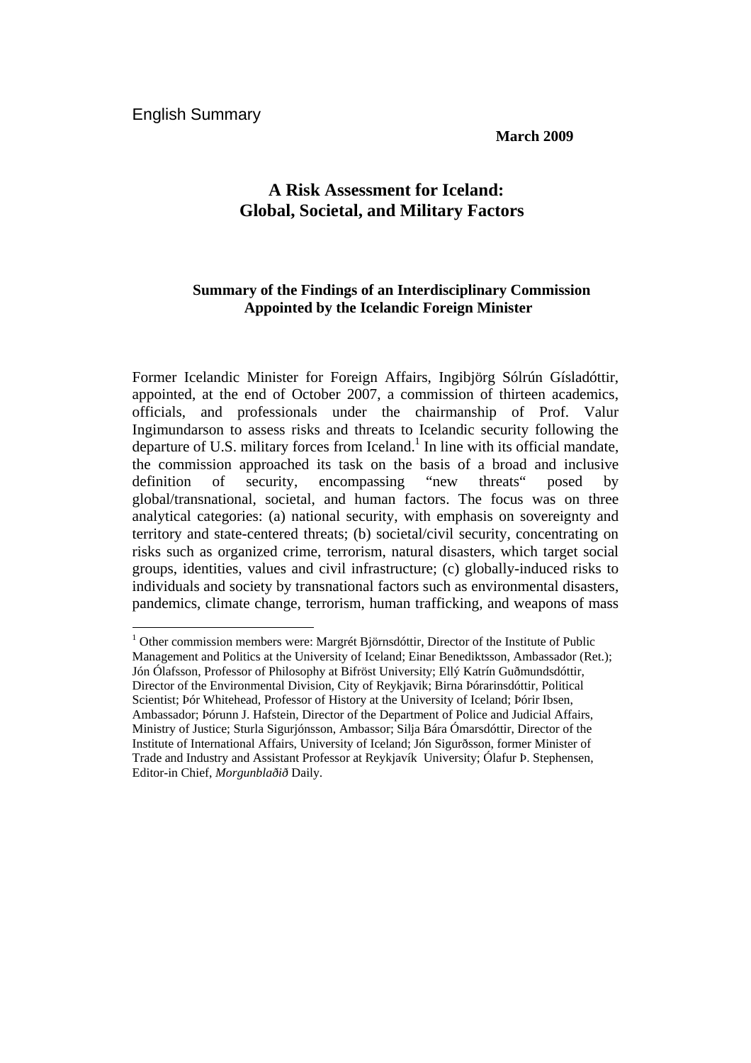English Summary

**March 2009**

# A Risk Assessment for Iceland: Global, Societal, and Military Factors

## Summary of the Findings of an Interdisciplinary Commission Appointed by the Icelandic Foreign Minister

Former Icelandic Minister for Foreign Affairs, Ingibjörg Sólrún Gísladóttir, appointed, at the end of October 2007, a commission of thirteen academics, officials, and professionals under the chairmanship of Prof. Valur Ingimundarson to assess risks and threats to Icelandic security following the departure of U.S. military forces from Iceland.[1] In line with its official mandate, the commission approached its task on the basis of a broad and inclusive definition of security, encompassing "new threats" posed by global/transnational, societal, and human factors. The focus was on three analytical categories: (a) national security, with emphasis on sovereignty and territory and state-centered threats; (b) societal/civil security, concentrating on risks such as organized crime, terrorism, natural disasters, which target social groups, identities, values and civil infrastructure; (c) globally-induced risks to individuals and society by transnational factors such as environmental disasters, pandemics, climate change, terrorism, human trafficking, and weapons of mass

[1] Other commission members were: Margrét Björnsdóttir, Director of the Institute of Public Management and Politics at the University of Iceland; Einar Benediktsson, Ambassador (Ret.); Jón Ólafsson, Professor of Philosophy at Bifröst University; Ellý Katrín Guðmundsdóttir, Director of the Environmental Division, City of Reykjavik; Birna Þórarinsdóttir, Political Scientist; Þór Whitehead, Professor of History at the University of Iceland; Þórir Ibsen, Ambassador; Þórunn J. Hafstein, Director of the Department of Police and Judicial Affairs, Ministry of Justice; Sturla Sigurjónsson, Ambassor; Silja Bára Ómarsdóttir, Director of the Institute of International Affairs, University of Iceland; Jón Sigurðsson, former Minister of Trade and Industry and Assistant Professor at Reykjavík University; Ólafur Þ. Stephensen, Editor-in Chief, *Morgunblaðið* Daily.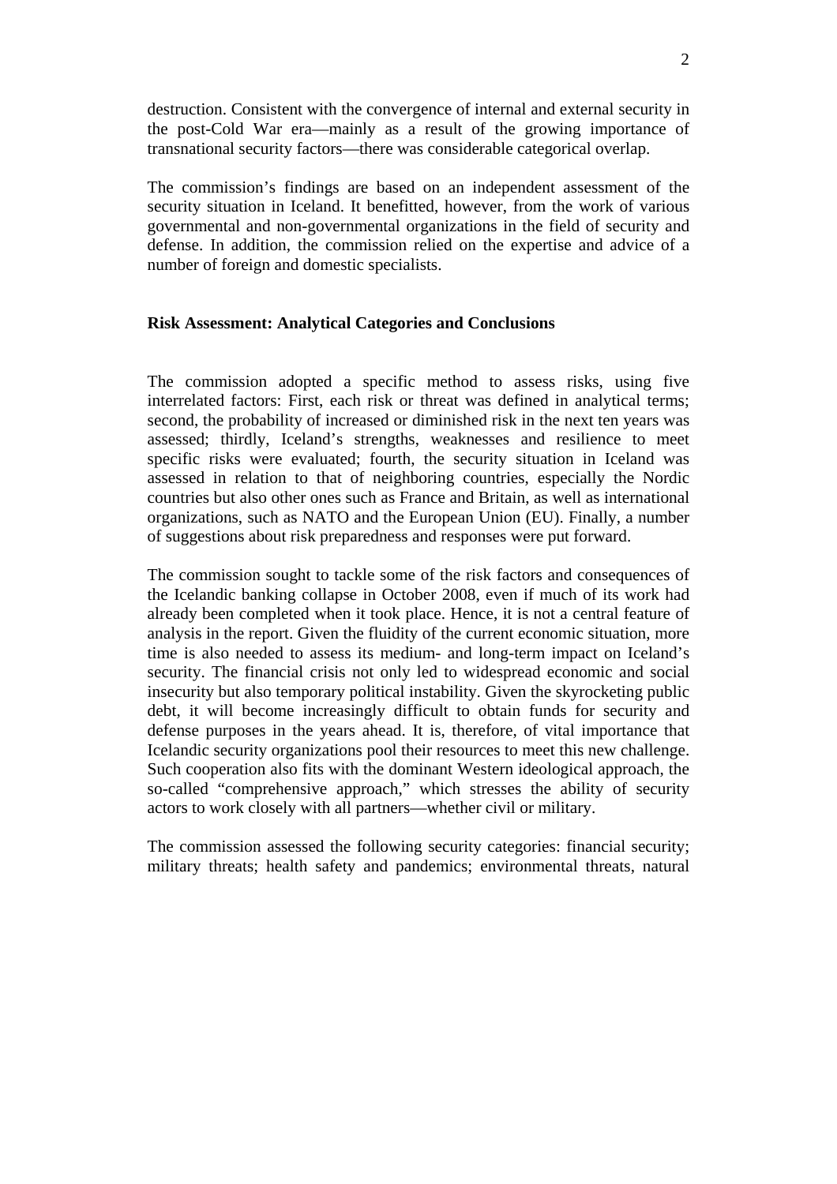destruction. Consistent with the convergence of internal and external security in the post-Cold War era—mainly as a result of the growing importance of transnational security factors—there was considerable categorical overlap.

The commission's findings are based on an independent assessment of the security situation in Iceland. It benefitted, however, from the work of various governmental and non-governmental organizations in the field of security and defense. In addition, the commission relied on the expertise and advice of a number of foreign and domestic specialists.

**Risk Assessment: Analytical Categories and Conclusions**

The commission adopted a specific method to assess risks, using five interrelated factors: First, each risk or threat was defined in analytical terms; second, the probability of increased or diminished risk in the next ten years was assessed; thirdly, Iceland's strengths, weaknesses and resilience to meet specific risks were evaluated; fourth, the security situation in Iceland was assessed in relation to that of neighboring countries, especially the Nordic countries but also other ones such as France and Britain, as well as international organizations, such as NATO and the European Union (EU). Finally, a number of suggestions about risk preparedness and responses were put forward.

The commission sought to tackle some of the risk factors and consequences of the Icelandic banking collapse in October 2008, even if much of its work had already been completed when it took place. Hence, it is not a central feature of analysis in the report. Given the fluidity of the current economic situation, more time is also needed to assess its medium- and long-term impact on Iceland's security. The financial crisis not only led to widespread economic and social insecurity but also temporary political instability. Given the skyrocketing public debt, it will become increasingly difficult to obtain funds for security and defense purposes in the years ahead. It is, therefore, of vital importance that Icelandic security organizations pool their resources to meet this new challenge. Such cooperation also fits with the dominant Western ideological approach, the so-called "comprehensive approach," which stresses the ability of security actors to work closely with all partners—whether civil or military.

The commission assessed the following security categories: financial security; military threats; health safety and pandemics; environmental threats, natural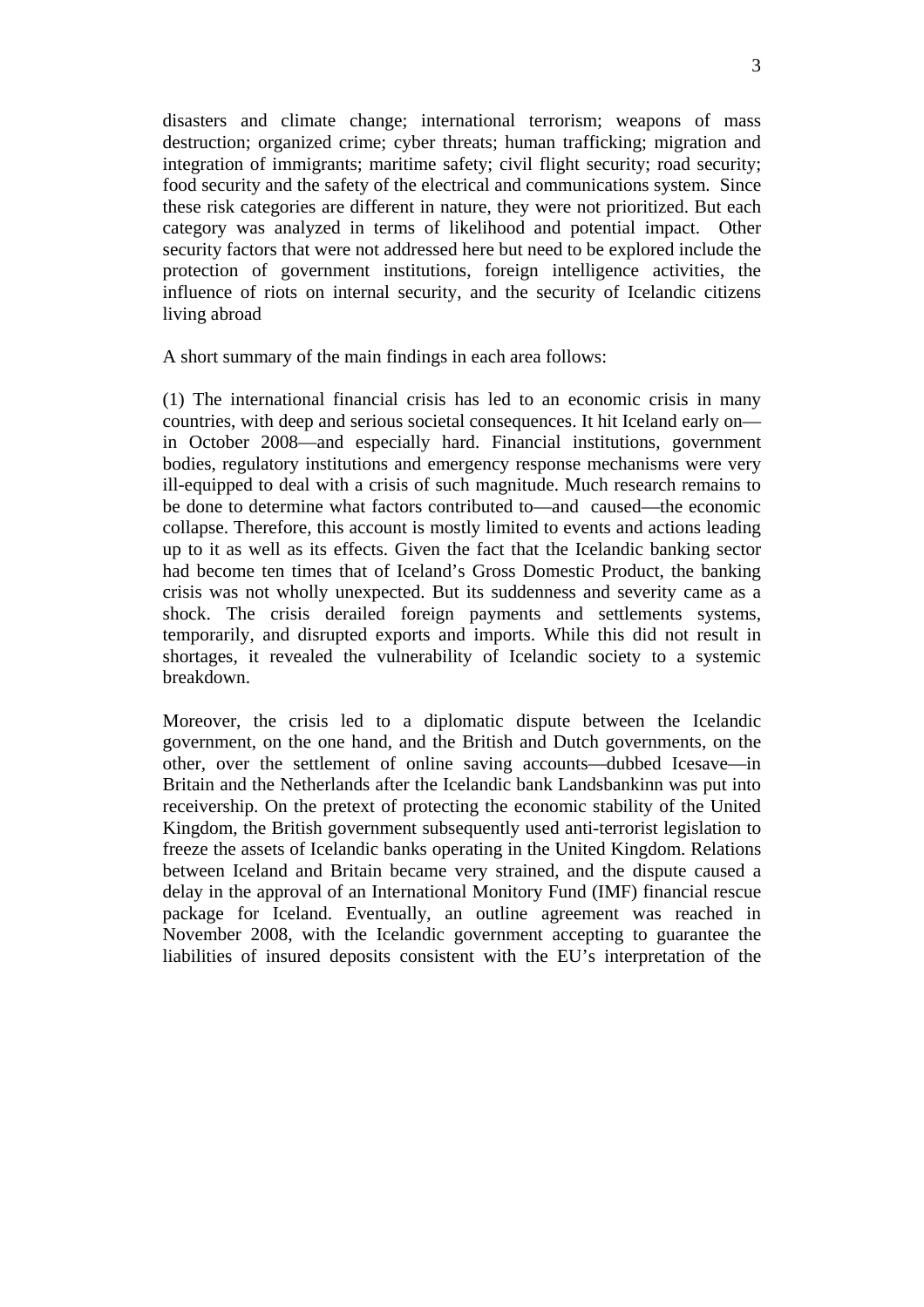disasters and climate change; international terrorism; weapons of mass destruction; organized crime; cyber threats; human trafficking; migration and integration of immigrants; maritime safety; civil flight security; road security; food security and the safety of the electrical and communications system. Since these risk categories are different in nature, they were not prioritized. But each category was analyzed in terms of likelihood and potential impact. Other security factors that were not addressed here but need to be explored include the protection of government institutions, foreign intelligence activities, the influence of riots on internal security, and the security of Icelandic citizens living abroad

A short summary of the main findings in each area follows:

(1) The international financial crisis has led to an economic crisis in many countries, with deep and serious societal consequences. It hit Iceland early on—in October 2008—and especially hard. Financial institutions, government bodies, regulatory institutions and emergency response mechanisms were very ill-equipped to deal with a crisis of such magnitude. Much research remains to be done to determine what factors contributed to—and caused—the economic collapse. Therefore, this account is mostly limited to events and actions leading up to it as well as its effects. Given the fact that the Icelandic banking sector had become ten times that of Iceland's Gross Domestic Product, the banking crisis was not wholly unexpected. But its suddenness and severity came as a shock. The crisis derailed foreign payments and settlements systems, temporarily, and disrupted exports and imports. While this did not result in shortages, it revealed the vulnerability of Icelandic society to a systemic breakdown.

Moreover, the crisis led to a diplomatic dispute between the Icelandic government, on the one hand, and the British and Dutch governments, on the other, over the settlement of online saving accounts—dubbed Icesave—in Britain and the Netherlands after the Icelandic bank Landsbankinn was put into receivership. On the pretext of protecting the economic stability of the United Kingdom, the British government subsequently used anti-terrorist legislation to freeze the assets of Icelandic banks operating in the United Kingdom. Relations between Iceland and Britain became very strained, and the dispute caused a delay in the approval of an International Monitory Fund (IMF) financial rescue package for Iceland. Eventually, an outline agreement was reached in November 2008, with the Icelandic government accepting to guarantee the liabilities of insured deposits consistent with the EU's interpretation of the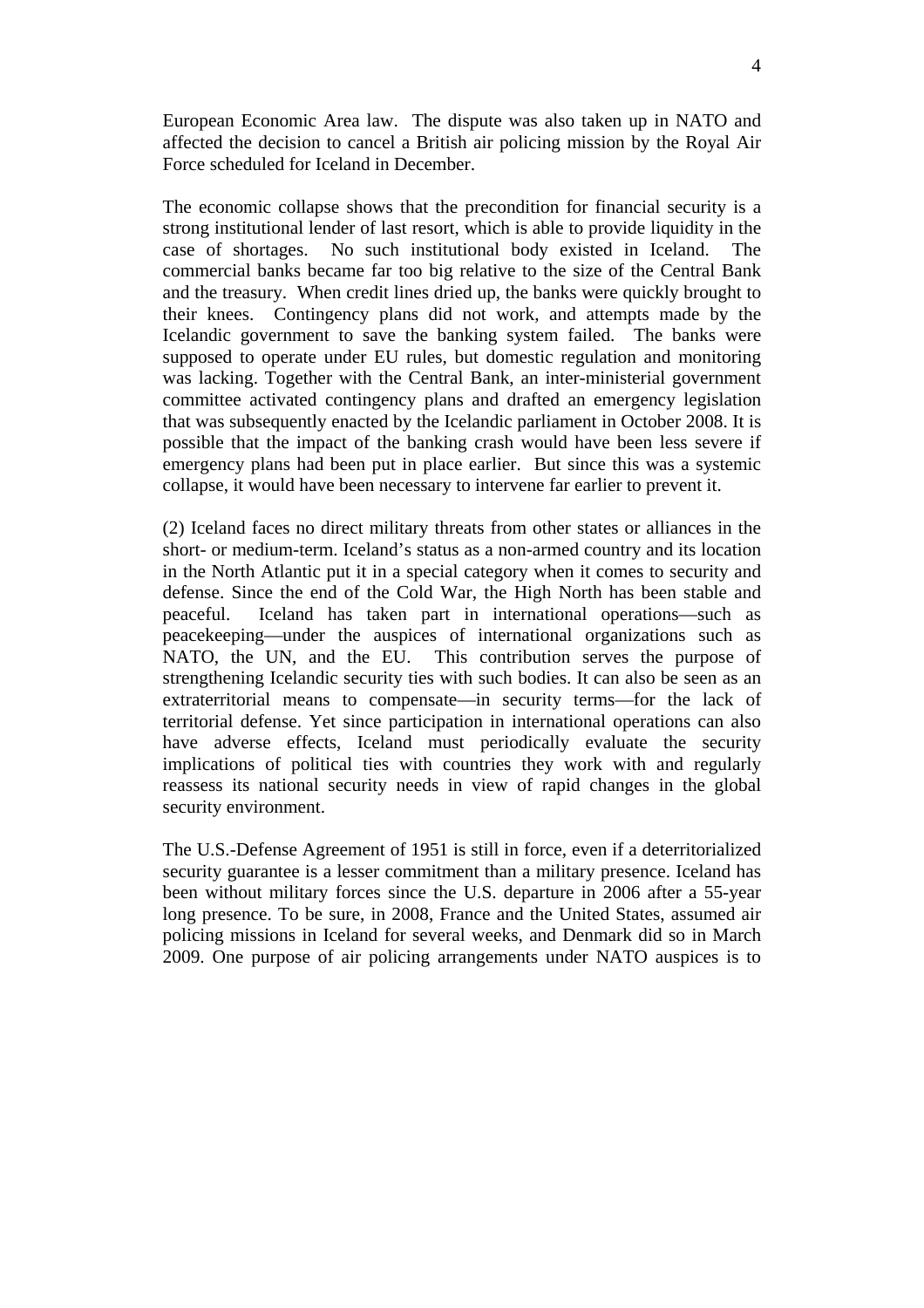European Economic Area law. The dispute was also taken up in NATO and affected the decision to cancel a British air policing mission by the Royal Air Force scheduled for Iceland in December.

The economic collapse shows that the precondition for financial security is a strong institutional lender of last resort, which is able to provide liquidity in the case of shortages. No such institutional body existed in Iceland. The commercial banks became far too big relative to the size of the Central Bank and the treasury. When credit lines dried up, the banks were quickly brought to their knees. Contingency plans did not work, and attempts made by the Icelandic government to save the banking system failed. The banks were supposed to operate under EU rules, but domestic regulation and monitoring was lacking. Together with the Central Bank, an inter-ministerial government committee activated contingency plans and drafted an emergency legislation that was subsequently enacted by the Icelandic parliament in October 2008. It is possible that the impact of the banking crash would have been less severe if emergency plans had been put in place earlier. But since this was a systemic collapse, it would have been necessary to intervene far earlier to prevent it.

(2) Iceland faces no direct military threats from other states or alliances in the short- or medium-term. Iceland's status as a non-armed country and its location in the North Atlantic put it in a special category when it comes to security and defense. Since the end of the Cold War, the High North has been stable and peaceful. Iceland has taken part in international operations—such as peacekeeping—under the auspices of international organizations such as NATO, the UN, and the EU. This contribution serves the purpose of strengthening Icelandic security ties with such bodies. It can also be seen as an extraterritorial means to compensate—in security terms—for the lack of territorial defense. Yet since participation in international operations can also have adverse effects, Iceland must periodically evaluate the security implications of political ties with countries they work with and regularly reassess its national security needs in view of rapid changes in the global security environment.

The U.S.-Defense Agreement of 1951 is still in force, even if a deterritorialized security guarantee is a lesser commitment than a military presence. Iceland has been without military forces since the U.S. departure in 2006 after a 55-year long presence. To be sure, in 2008, France and the United States, assumed air policing missions in Iceland for several weeks, and Denmark did so in March 2009. One purpose of air policing arrangements under NATO auspices is to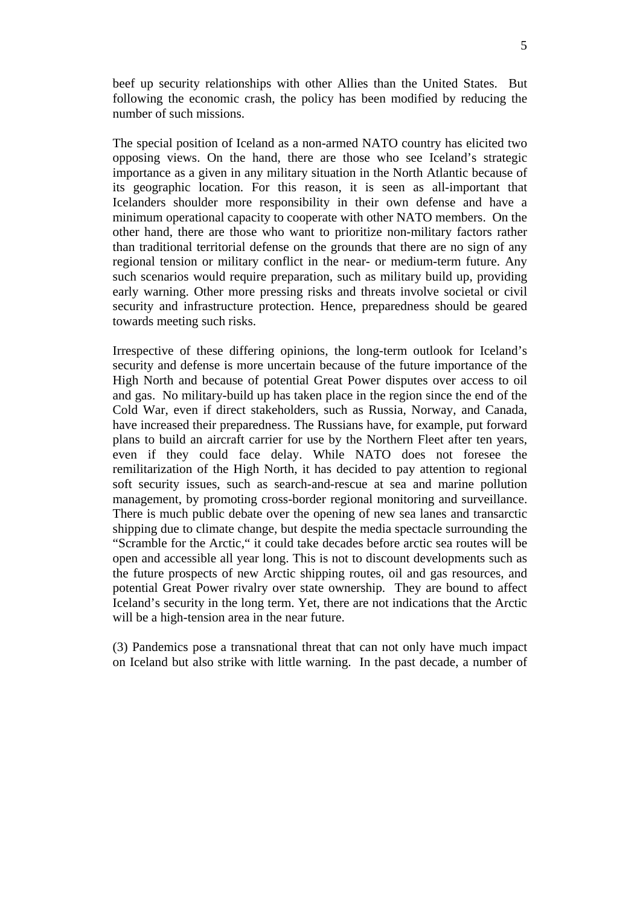beef up security relationships with other Allies than the United States. But following the economic crash, the policy has been modified by reducing the number of such missions.

The special position of Iceland as a non-armed NATO country has elicited two opposing views. On the hand, there are those who see Iceland's strategic importance as a given in any military situation in the North Atlantic because of its geographic location. For this reason, it is seen as all-important that Icelanders shoulder more responsibility in their own defense and have a minimum operational capacity to cooperate with other NATO members. On the other hand, there are those who want to prioritize non-military factors rather than traditional territorial defense on the grounds that there are no sign of any regional tension or military conflict in the near- or medium-term future. Any such scenarios would require preparation, such as military build up, providing early warning. Other more pressing risks and threats involve societal or civil security and infrastructure protection. Hence, preparedness should be geared towards meeting such risks.

Irrespective of these differing opinions, the long-term outlook for Iceland's security and defense is more uncertain because of the future importance of the High North and because of potential Great Power disputes over access to oil and gas. No military-build up has taken place in the region since the end of the Cold War, even if direct stakeholders, such as Russia, Norway, and Canada, have increased their preparedness. The Russians have, for example, put forward plans to build an aircraft carrier for use by the Northern Fleet after ten years, even if they could face delay. While NATO does not foresee the remilitarization of the High North, it has decided to pay attention to regional soft security issues, such as search-and-rescue at sea and marine pollution management, by promoting cross-border regional monitoring and surveillance. There is much public debate over the opening of new sea lanes and transarctic shipping due to climate change, but despite the media spectacle surrounding the "Scramble for the Arctic," it could take decades before arctic sea routes will be open and accessible all year long. This is not to discount developments such as the future prospects of new Arctic shipping routes, oil and gas resources, and potential Great Power rivalry over state ownership. They are bound to affect Iceland's security in the long term. Yet, there are not indications that the Arctic will be a high-tension area in the near future.

(3) Pandemics pose a transnational threat that can not only have much impact on Iceland but also strike with little warning. In the past decade, a number of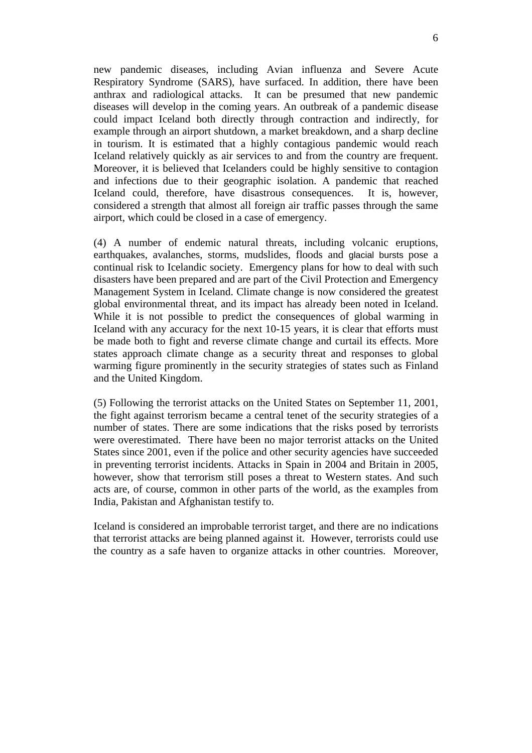new pandemic diseases, including Avian influenza and Severe Acute Respiratory Syndrome (SARS), have surfaced. In addition, there have been anthrax and radiological attacks. It can be presumed that new pandemic diseases will develop in the coming years. An outbreak of a pandemic disease could impact Iceland both directly through contraction and indirectly, for example through an airport shutdown, a market breakdown, and a sharp decline in tourism. It is estimated that a highly contagious pandemic would reach Iceland relatively quickly as air services to and from the country are frequent. Moreover, it is believed that Icelanders could be highly sensitive to contagion and infections due to their geographic isolation. A pandemic that reached Iceland could, therefore, have disastrous consequences. It is, however, considered a strength that almost all foreign air traffic passes through the same airport, which could be closed in a case of emergency.

(4) A number of endemic natural threats, including volcanic eruptions, earthquakes, avalanches, storms, mudslides, floods and glacial bursts pose a continual risk to Icelandic society. Emergency plans for how to deal with such disasters have been prepared and are part of the Civil Protection and Emergency Management System in Iceland. Climate change is now considered the greatest global environmental threat, and its impact has already been noted in Iceland. While it is not possible to predict the consequences of global warming in Iceland with any accuracy for the next 10-15 years, it is clear that efforts must be made both to fight and reverse climate change and curtail its effects. More states approach climate change as a security threat and responses to global warming figure prominently in the security strategies of states such as Finland and the United Kingdom.

(5) Following the terrorist attacks on the United States on September 11, 2001, the fight against terrorism became a central tenet of the security strategies of a number of states. There are some indications that the risks posed by terrorists were overestimated. There have been no major terrorist attacks on the United States since 2001, even if the police and other security agencies have succeeded in preventing terrorist incidents. Attacks in Spain in 2004 and Britain in 2005, however, show that terrorism still poses a threat to Western states. And such acts are, of course, common in other parts of the world, as the examples from India, Pakistan and Afghanistan testify to.

Iceland is considered an improbable terrorist target, and there are no indications that terrorist attacks are being planned against it. However, terrorists could use the country as a safe haven to organize attacks in other countries. Moreover,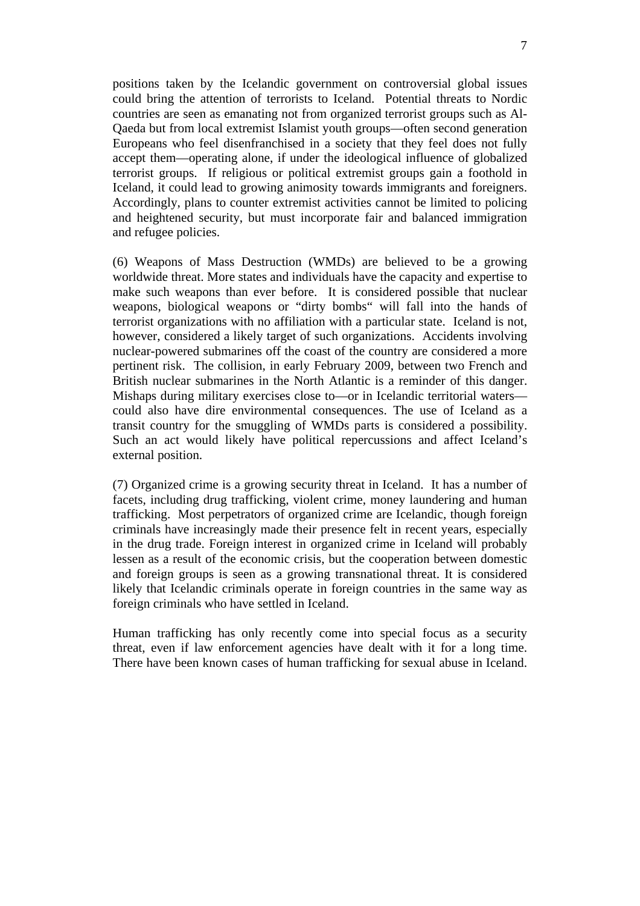positions taken by the Icelandic government on controversial global issues could bring the attention of terrorists to Iceland. Potential threats to Nordic countries are seen as emanating not from organized terrorist groups such as Al-Qaeda but from local extremist Islamist youth groups—often second generation Europeans who feel disenfranchised in a society that they feel does not fully accept them—operating alone, if under the ideological influence of globalized terrorist groups. If religious or political extremist groups gain a foothold in Iceland, it could lead to growing animosity towards immigrants and foreigners. Accordingly, plans to counter extremist activities cannot be limited to policing and heightened security, but must incorporate fair and balanced immigration and refugee policies.

(6) Weapons of Mass Destruction (WMDs) are believed to be a growing worldwide threat. More states and individuals have the capacity and expertise to make such weapons than ever before. It is considered possible that nuclear weapons, biological weapons or "dirty bombs" will fall into the hands of terrorist organizations with no affiliation with a particular state. Iceland is not, however, considered a likely target of such organizations. Accidents involving nuclear-powered submarines off the coast of the country are considered a more pertinent risk. The collision, in early February 2009, between two French and British nuclear submarines in the North Atlantic is a reminder of this danger. Mishaps during military exercises close to—or in Icelandic territorial waters—could also have dire environmental consequences. The use of Iceland as a transit country for the smuggling of WMDs parts is considered a possibility. Such an act would likely have political repercussions and affect Iceland's external position.

(7) Organized crime is a growing security threat in Iceland. It has a number of facets, including drug trafficking, violent crime, money laundering and human trafficking. Most perpetrators of organized crime are Icelandic, though foreign criminals have increasingly made their presence felt in recent years, especially in the drug trade. Foreign interest in organized crime in Iceland will probably lessen as a result of the economic crisis, but the cooperation between domestic and foreign groups is seen as a growing transnational threat. It is considered likely that Icelandic criminals operate in foreign countries in the same way as foreign criminals who have settled in Iceland.

Human trafficking has only recently come into special focus as a security threat, even if law enforcement agencies have dealt with it for a long time. There have been known cases of human trafficking for sexual abuse in Iceland.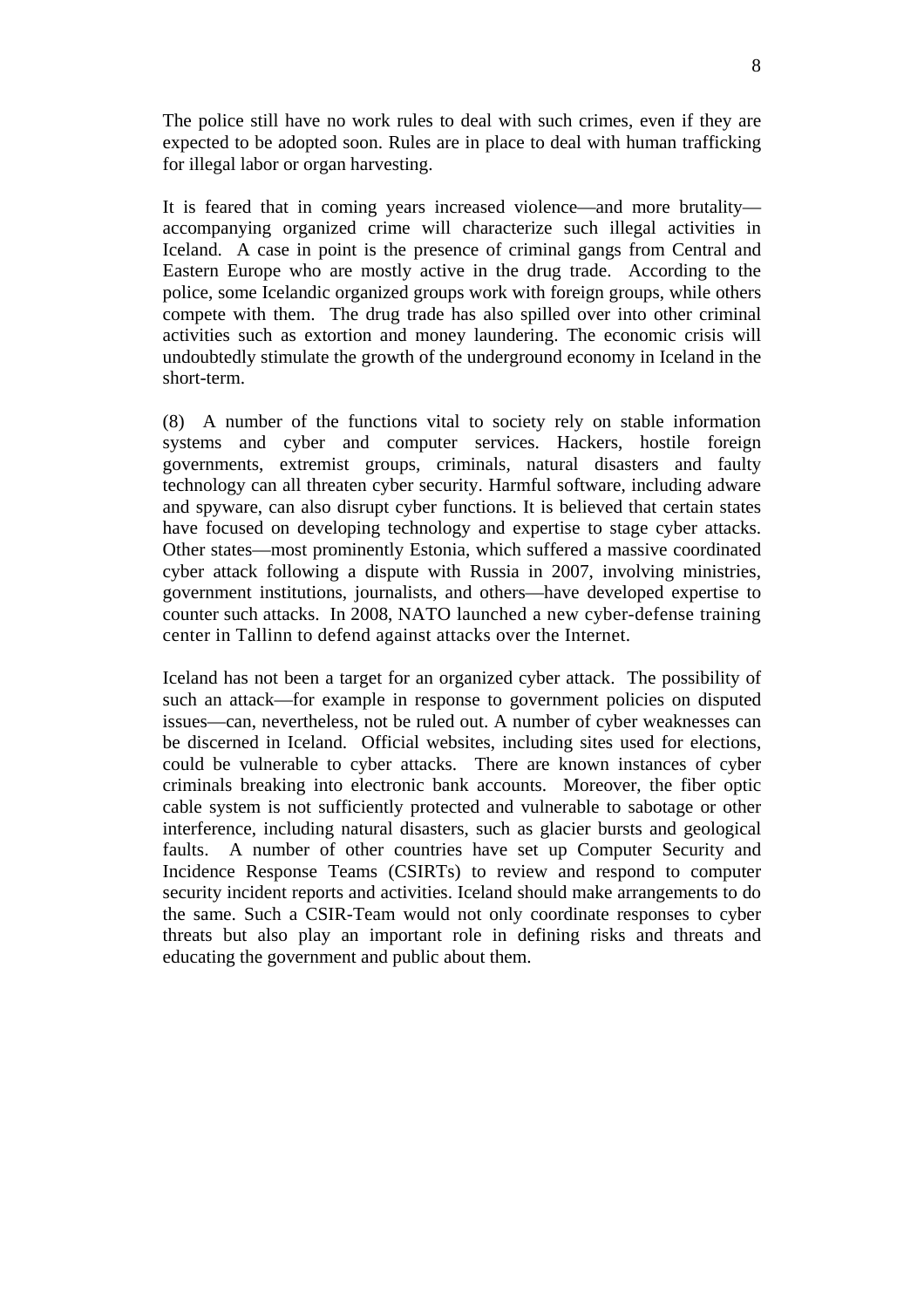The police still have no work rules to deal with such crimes, even if they are expected to be adopted soon. Rules are in place to deal with human trafficking for illegal labor or organ harvesting.

It is feared that in coming years increased violence—and more brutality—accompanying organized crime will characterize such illegal activities in Iceland. A case in point is the presence of criminal gangs from Central and Eastern Europe who are mostly active in the drug trade. According to the police, some Icelandic organized groups work with foreign groups, while others compete with them. The drug trade has also spilled over into other criminal activities such as extortion and money laundering. The economic crisis will undoubtedly stimulate the growth of the underground economy in Iceland in the short-term.

(8) A number of the functions vital to society rely on stable information systems and cyber and computer services. Hackers, hostile foreign governments, extremist groups, criminals, natural disasters and faulty technology can all threaten cyber security. Harmful software, including adware and spyware, can also disrupt cyber functions. It is believed that certain states have focused on developing technology and expertise to stage cyber attacks. Other states—most prominently Estonia, which suffered a massive coordinated cyber attack following a dispute with Russia in 2007, involving ministries, government institutions, journalists, and others—have developed expertise to counter such attacks. In 2008, NATO launched a new cyber-defense training center in Tallinn to defend against attacks over the Internet.

Iceland has not been a target for an organized cyber attack. The possibility of such an attack—for example in response to government policies on disputed issues—can, nevertheless, not be ruled out. A number of cyber weaknesses can be discerned in Iceland. Official websites, including sites used for elections, could be vulnerable to cyber attacks. There are known instances of cyber criminals breaking into electronic bank accounts. Moreover, the fiber optic cable system is not sufficiently protected and vulnerable to sabotage or other interference, including natural disasters, such as glacier bursts and geological faults. A number of other countries have set up Computer Security and Incidence Response Teams (CSIRTs) to review and respond to computer security incident reports and activities. Iceland should make arrangements to do the same. Such a CSIR-Team would not only coordinate responses to cyber threats but also play an important role in defining risks and threats and educating the government and public about them.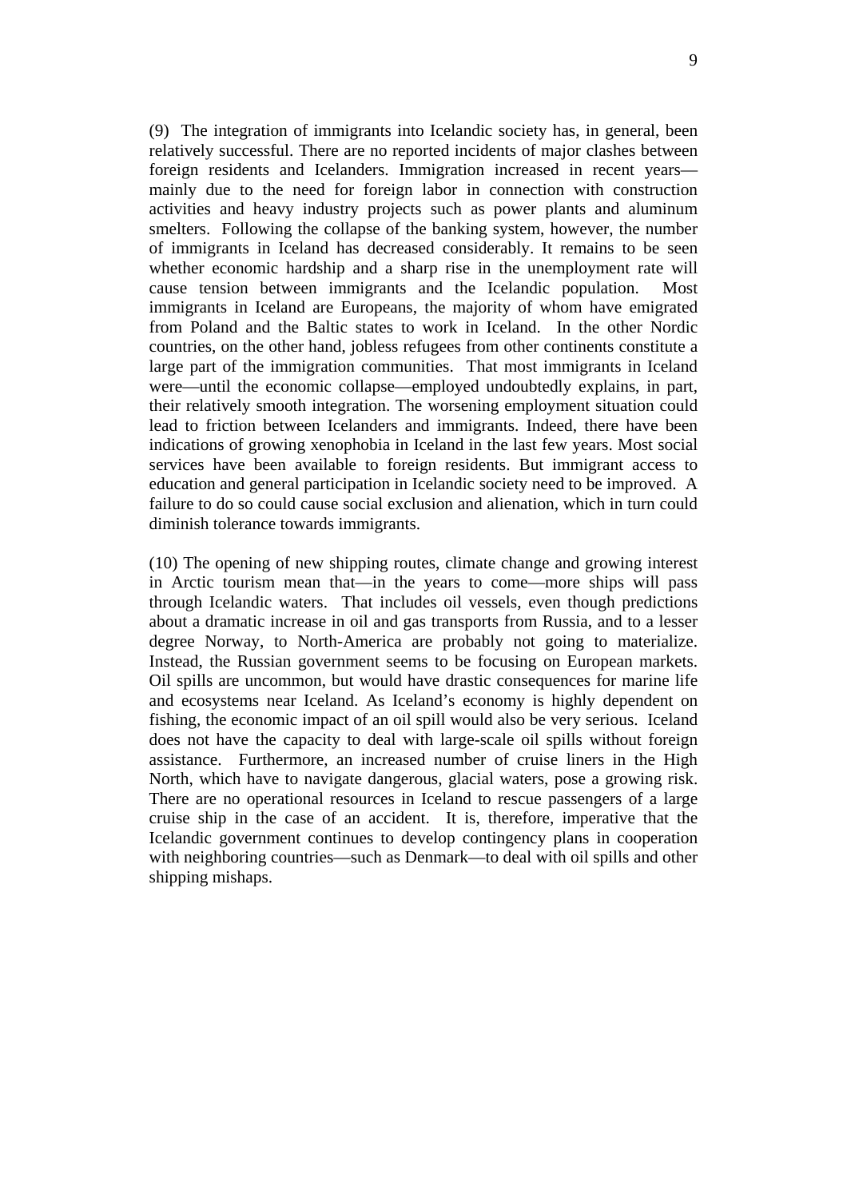(9) The integration of immigrants into Icelandic society has, in general, been relatively successful. There are no reported incidents of major clashes between foreign residents and Icelanders. Immigration increased in recent years—mainly due to the need for foreign labor in connection with construction activities and heavy industry projects such as power plants and aluminum smelters. Following the collapse of the banking system, however, the number of immigrants in Iceland has decreased considerably. It remains to be seen whether economic hardship and a sharp rise in the unemployment rate will cause tension between immigrants and the Icelandic population. Most immigrants in Iceland are Europeans, the majority of whom have emigrated from Poland and the Baltic states to work in Iceland. In the other Nordic countries, on the other hand, jobless refugees from other continents constitute a large part of the immigration communities. That most immigrants in Iceland were—until the economic collapse—employed undoubtedly explains, in part, their relatively smooth integration. The worsening employment situation could lead to friction between Icelanders and immigrants. Indeed, there have been indications of growing xenophobia in Iceland in the last few years. Most social services have been available to foreign residents. But immigrant access to education and general participation in Icelandic society need to be improved. A failure to do so could cause social exclusion and alienation, which in turn could diminish tolerance towards immigrants.

(10) The opening of new shipping routes, climate change and growing interest in Arctic tourism mean that—in the years to come—more ships will pass through Icelandic waters. That includes oil vessels, even though predictions about a dramatic increase in oil and gas transports from Russia, and to a lesser degree Norway, to North-America are probably not going to materialize. Instead, the Russian government seems to be focusing on European markets. Oil spills are uncommon, but would have drastic consequences for marine life and ecosystems near Iceland. As Iceland's economy is highly dependent on fishing, the economic impact of an oil spill would also be very serious. Iceland does not have the capacity to deal with large-scale oil spills without foreign assistance. Furthermore, an increased number of cruise liners in the High North, which have to navigate dangerous, glacial waters, pose a growing risk. There are no operational resources in Iceland to rescue passengers of a large cruise ship in the case of an accident. It is, therefore, imperative that the Icelandic government continues to develop contingency plans in cooperation with neighboring countries—such as Denmark—to deal with oil spills and other shipping mishaps.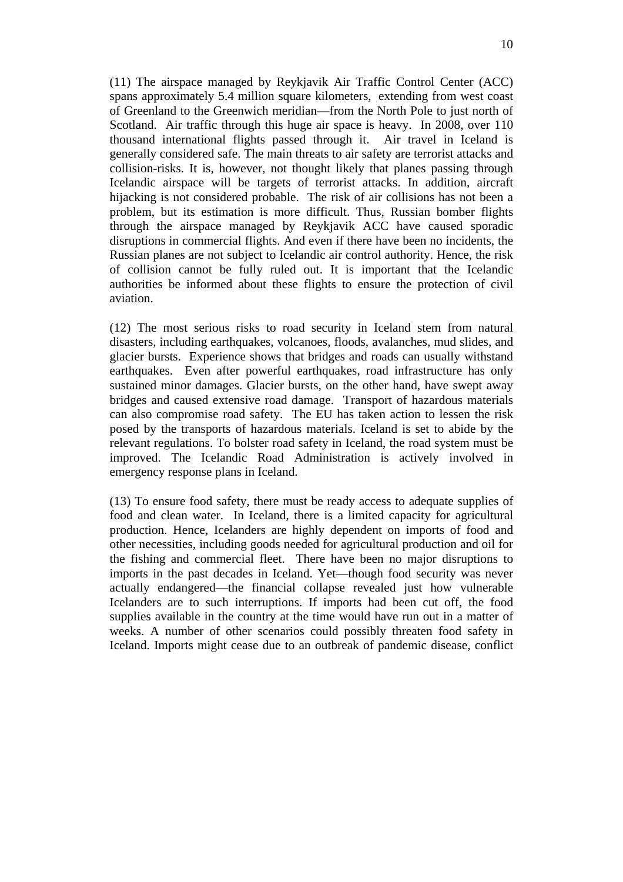(11) The airspace managed by Reykjavik Air Traffic Control Center (ACC) spans approximately 5.4 million square kilometers, extending from west coast of Greenland to the Greenwich meridian—from the North Pole to just north of Scotland. Air traffic through this huge air space is heavy. In 2008, over 110 thousand international flights passed through it. Air travel in Iceland is generally considered safe. The main threats to air safety are terrorist attacks and collision-risks. It is, however, not thought likely that planes passing through Icelandic airspace will be targets of terrorist attacks. In addition, aircraft hijacking is not considered probable. The risk of air collisions has not been a problem, but its estimation is more difficult. Thus, Russian bomber flights through the airspace managed by Reykjavik ACC have caused sporadic disruptions in commercial flights. And even if there have been no incidents, the Russian planes are not subject to Icelandic air control authority. Hence, the risk of collision cannot be fully ruled out. It is important that the Icelandic authorities be informed about these flights to ensure the protection of civil aviation.

(12) The most serious risks to road security in Iceland stem from natural disasters, including earthquakes, volcanoes, floods, avalanches, mud slides, and glacier bursts. Experience shows that bridges and roads can usually withstand earthquakes. Even after powerful earthquakes, road infrastructure has only sustained minor damages. Glacier bursts, on the other hand, have swept away bridges and caused extensive road damage. Transport of hazardous materials can also compromise road safety. The EU has taken action to lessen the risk posed by the transports of hazardous materials. Iceland is set to abide by the relevant regulations. To bolster road safety in Iceland, the road system must be improved. The Icelandic Road Administration is actively involved in emergency response plans in Iceland.

(13) To ensure food safety, there must be ready access to adequate supplies of food and clean water. In Iceland, there is a limited capacity for agricultural production. Hence, Icelanders are highly dependent on imports of food and other necessities, including goods needed for agricultural production and oil for the fishing and commercial fleet. There have been no major disruptions to imports in the past decades in Iceland. Yet—though food security was never actually endangered—the financial collapse revealed just how vulnerable Icelanders are to such interruptions. If imports had been cut off, the food supplies available in the country at the time would have run out in a matter of weeks. A number of other scenarios could possibly threaten food safety in Iceland. Imports might cease due to an outbreak of pandemic disease, conflict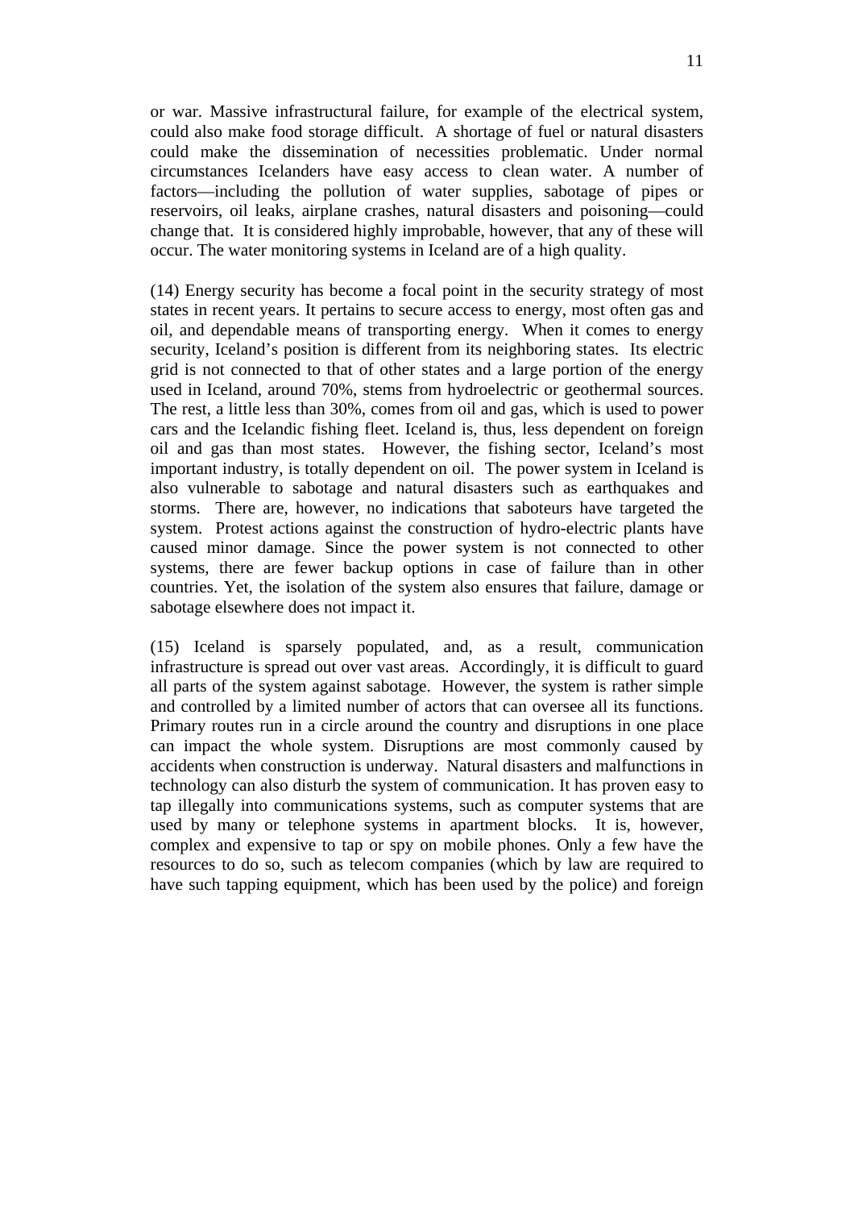or war. Massive infrastructural failure, for example of the electrical system, could also make food storage difficult. A shortage of fuel or natural disasters could make the dissemination of necessities problematic. Under normal circumstances Icelanders have easy access to clean water. A number of factors—including the pollution of water supplies, sabotage of pipes or reservoirs, oil leaks, airplane crashes, natural disasters and poisoning—could change that. It is considered highly improbable, however, that any of these will occur. The water monitoring systems in Iceland are of a high quality.

(14) Energy security has become a focal point in the security strategy of most states in recent years. It pertains to secure access to energy, most often gas and oil, and dependable means of transporting energy. When it comes to energy security, Iceland's position is different from its neighboring states. Its electric grid is not connected to that of other states and a large portion of the energy used in Iceland, around 70%, stems from hydroelectric or geothermal sources. The rest, a little less than 30%, comes from oil and gas, which is used to power cars and the Icelandic fishing fleet. Iceland is, thus, less dependent on foreign oil and gas than most states. However, the fishing sector, Iceland's most important industry, is totally dependent on oil. The power system in Iceland is also vulnerable to sabotage and natural disasters such as earthquakes and storms. There are, however, no indications that saboteurs have targeted the system. Protest actions against the construction of hydro-electric plants have caused minor damage. Since the power system is not connected to other systems, there are fewer backup options in case of failure than in other countries. Yet, the isolation of the system also ensures that failure, damage or sabotage elsewhere does not impact it.

(15) Iceland is sparsely populated, and, as a result, communication infrastructure is spread out over vast areas. Accordingly, it is difficult to guard all parts of the system against sabotage. However, the system is rather simple and controlled by a limited number of actors that can oversee all its functions. Primary routes run in a circle around the country and disruptions in one place can impact the whole system. Disruptions are most commonly caused by accidents when construction is underway. Natural disasters and malfunctions in technology can also disturb the system of communication. It has proven easy to tap illegally into communications systems, such as computer systems that are used by many or telephone systems in apartment blocks. It is, however, complex and expensive to tap or spy on mobile phones. Only a few have the resources to do so, such as telecom companies (which by law are required to have such tapping equipment, which has been used by the police) and foreign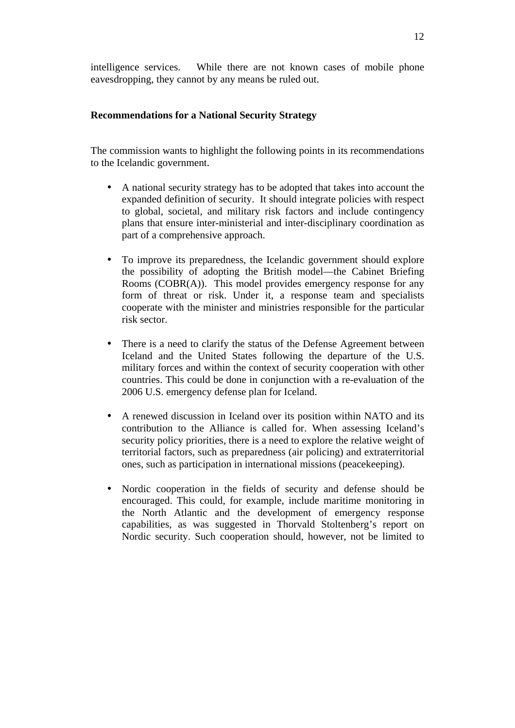intelligence services. While there are not known cases of mobile phone eavesdropping, they cannot by any means be ruled out.

**Recommendations for a National Security Strategy**

The commission wants to highlight the following points in its recommendations to the Icelandic government.

- A national security strategy has to be adopted that takes into account the expanded definition of security. It should integrate policies with respect to global, societal, and military risk factors and include contingency plans that ensure inter-ministerial and inter-disciplinary coordination as part of a comprehensive approach.

- To improve its preparedness, the Icelandic government should explore the possibility of adopting the British model—the Cabinet Briefing Rooms (COBR(A)). This model provides emergency response for any form of threat or risk. Under it, a response team and specialists cooperate with the minister and ministries responsible for the particular risk sector.

- There is a need to clarify the status of the Defense Agreement between Iceland and the United States following the departure of the U.S. military forces and within the context of security cooperation with other countries. This could be done in conjunction with a re-evaluation of the 2006 U.S. emergency defense plan for Iceland.

- A renewed discussion in Iceland over its position within NATO and its contribution to the Alliance is called for. When assessing Iceland's security policy priorities, there is a need to explore the relative weight of territorial factors, such as preparedness (air policing) and extraterritorial ones, such as participation in international missions (peacekeeping).

- Nordic cooperation in the fields of security and defense should be encouraged. This could, for example, include maritime monitoring in the North Atlantic and the development of emergency response capabilities, as was suggested in Thorvald Stoltenberg's report on Nordic security. Such cooperation should, however, not be limited to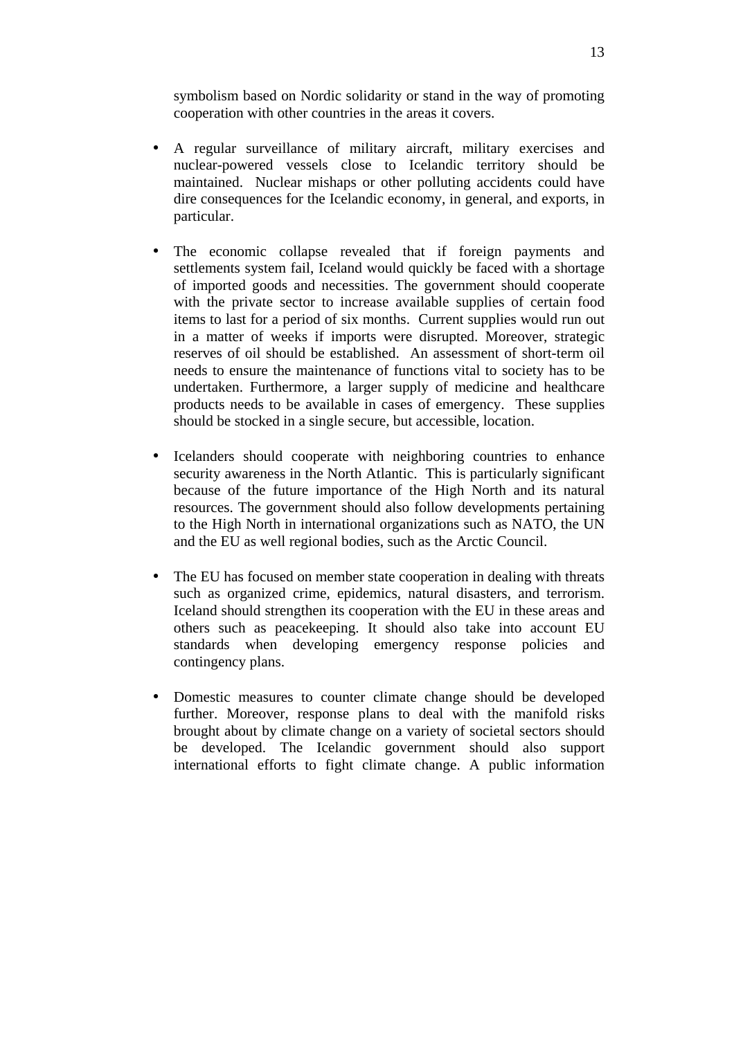symbolism based on Nordic solidarity or stand in the way of promoting cooperation with other countries in the areas it covers.

- A regular surveillance of military aircraft, military exercises and nuclear-powered vessels close to Icelandic territory should be maintained. Nuclear mishaps or other polluting accidents could have dire consequences for the Icelandic economy, in general, and exports, in particular.

- The economic collapse revealed that if foreign payments and settlements system fail, Iceland would quickly be faced with a shortage of imported goods and necessities. The government should cooperate with the private sector to increase available supplies of certain food items to last for a period of six months. Current supplies would run out in a matter of weeks if imports were disrupted. Moreover, strategic reserves of oil should be established. An assessment of short-term oil needs to ensure the maintenance of functions vital to society has to be undertaken. Furthermore, a larger supply of medicine and healthcare products needs to be available in cases of emergency. These supplies should be stocked in a single secure, but accessible, location.

- Icelanders should cooperate with neighboring countries to enhance security awareness in the North Atlantic. This is particularly significant because of the future importance of the High North and its natural resources. The government should also follow developments pertaining to the High North in international organizations such as NATO, the UN and the EU as well regional bodies, such as the Arctic Council.

- The EU has focused on member state cooperation in dealing with threats such as organized crime, epidemics, natural disasters, and terrorism. Iceland should strengthen its cooperation with the EU in these areas and others such as peacekeeping. It should also take into account EU standards when developing emergency response policies and contingency plans.

- Domestic measures to counter climate change should be developed further. Moreover, response plans to deal with the manifold risks brought about by climate change on a variety of societal sectors should be developed. The Icelandic government should also support international efforts to fight climate change. A public information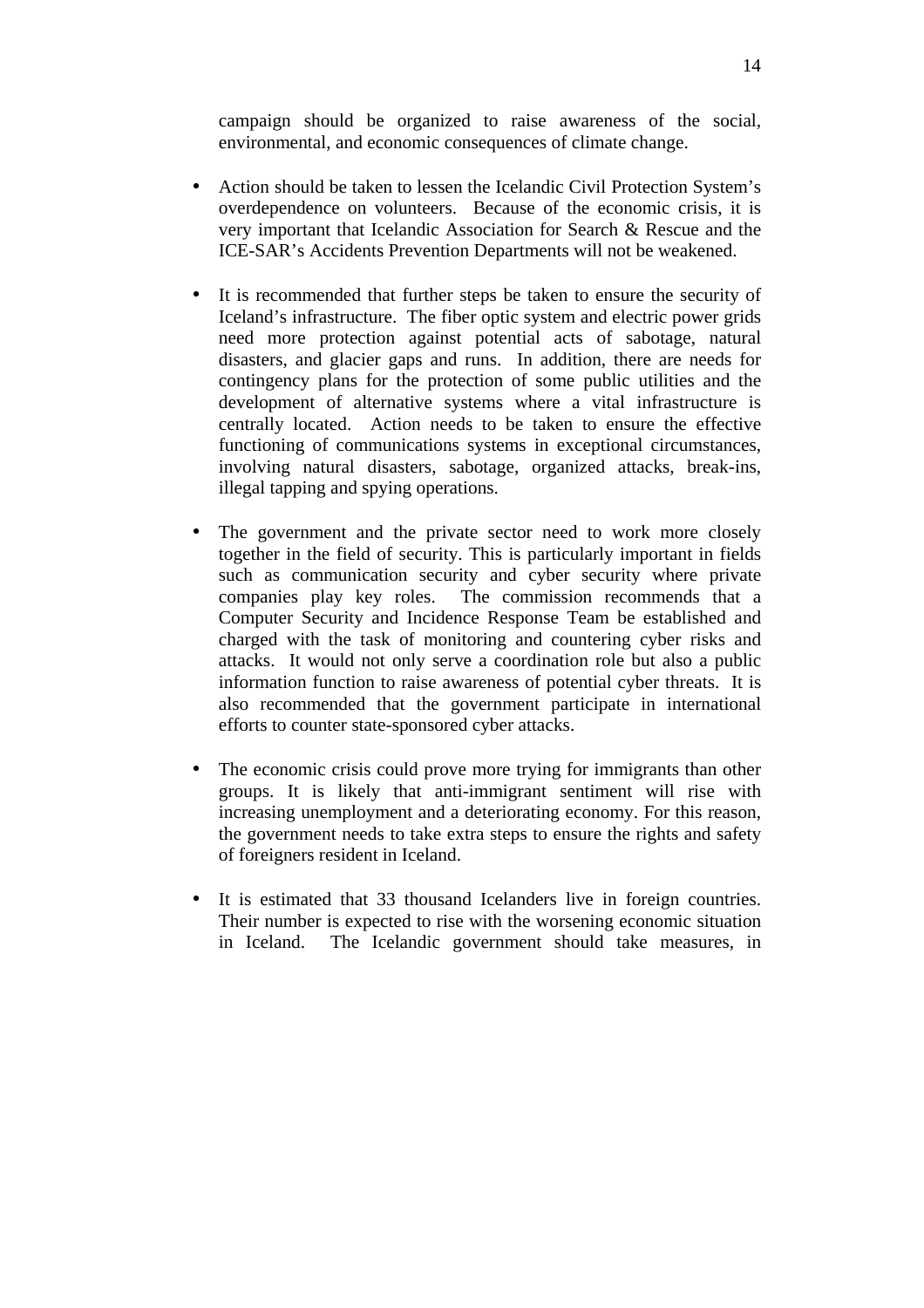campaign should be organized to raise awareness of the social, environmental, and economic consequences of climate change.

- Action should be taken to lessen the Icelandic Civil Protection System's overdependence on volunteers. Because of the economic crisis, it is very important that Icelandic Association for Search & Rescue and the ICE-SAR's Accidents Prevention Departments will not be weakened.

- It is recommended that further steps be taken to ensure the security of Iceland's infrastructure. The fiber optic system and electric power grids need more protection against potential acts of sabotage, natural disasters, and glacier gaps and runs. In addition, there are needs for contingency plans for the protection of some public utilities and the development of alternative systems where a vital infrastructure is centrally located. Action needs to be taken to ensure the effective functioning of communications systems in exceptional circumstances, involving natural disasters, sabotage, organized attacks, break-ins, illegal tapping and spying operations.

- The government and the private sector need to work more closely together in the field of security. This is particularly important in fields such as communication security and cyber security where private companies play key roles. The commission recommends that a Computer Security and Incidence Response Team be established and charged with the task of monitoring and countering cyber risks and attacks. It would not only serve a coordination role but also a public information function to raise awareness of potential cyber threats. It is also recommended that the government participate in international efforts to counter state-sponsored cyber attacks.

- The economic crisis could prove more trying for immigrants than other groups. It is likely that anti-immigrant sentiment will rise with increasing unemployment and a deteriorating economy. For this reason, the government needs to take extra steps to ensure the rights and safety of foreigners resident in Iceland.

- It is estimated that 33 thousand Icelanders live in foreign countries. Their number is expected to rise with the worsening economic situation in Iceland. The Icelandic government should take measures, in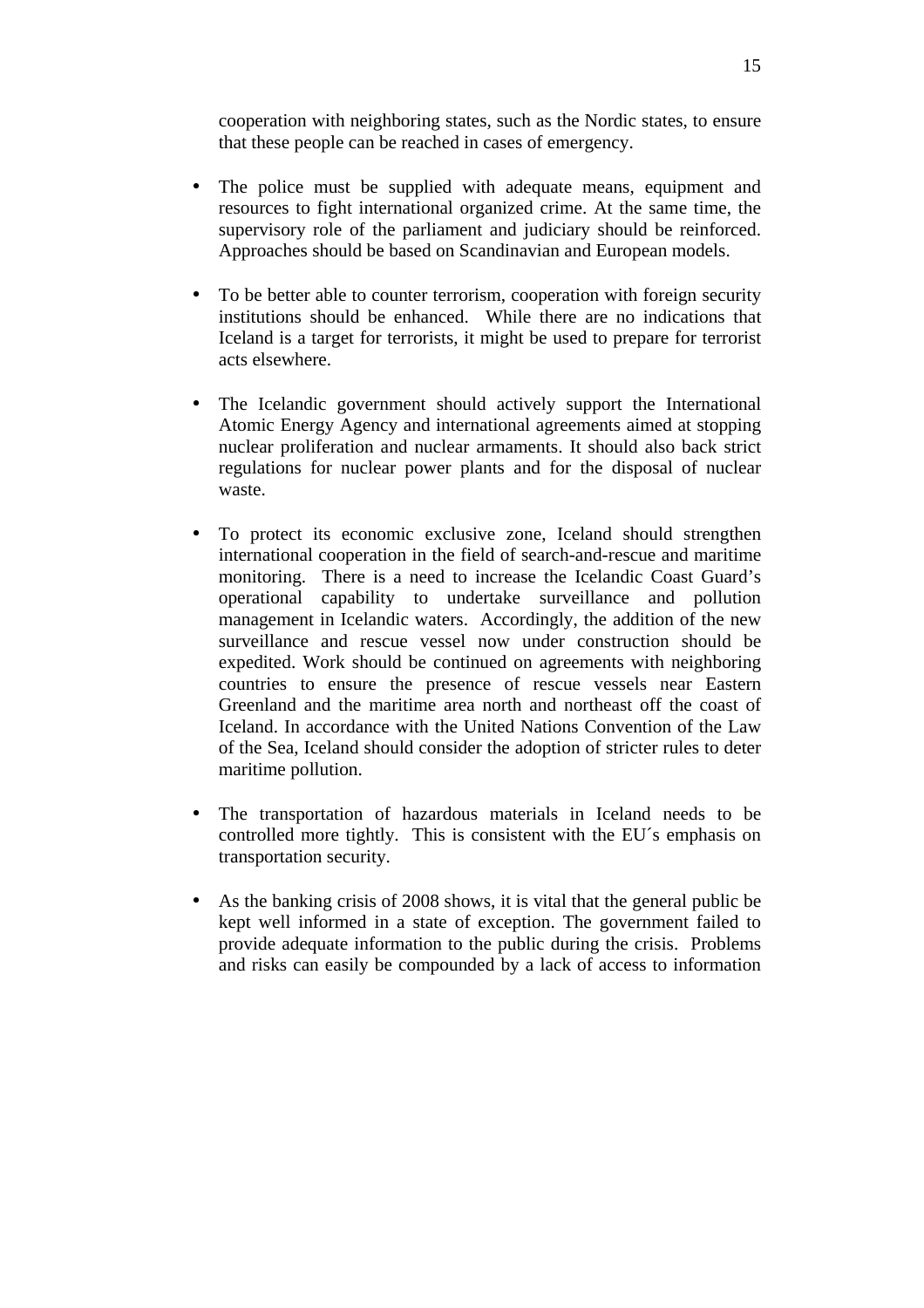cooperation with neighboring states, such as the Nordic states, to ensure that these people can be reached in cases of emergency.

- The police must be supplied with adequate means, equipment and resources to fight international organized crime. At the same time, the supervisory role of the parliament and judiciary should be reinforced. Approaches should be based on Scandinavian and European models.

- To be better able to counter terrorism, cooperation with foreign security institutions should be enhanced. While there are no indications that Iceland is a target for terrorists, it might be used to prepare for terrorist acts elsewhere.

- The Icelandic government should actively support the International Atomic Energy Agency and international agreements aimed at stopping nuclear proliferation and nuclear armaments. It should also back strict regulations for nuclear power plants and for the disposal of nuclear waste.

- To protect its economic exclusive zone, Iceland should strengthen international cooperation in the field of search-and-rescue and maritime monitoring. There is a need to increase the Icelandic Coast Guard's operational capability to undertake surveillance and pollution management in Icelandic waters. Accordingly, the addition of the new surveillance and rescue vessel now under construction should be expedited. Work should be continued on agreements with neighboring countries to ensure the presence of rescue vessels near Eastern Greenland and the maritime area north and northeast off the coast of Iceland. In accordance with the United Nations Convention of the Law of the Sea, Iceland should consider the adoption of stricter rules to deter maritime pollution.

- The transportation of hazardous materials in Iceland needs to be controlled more tightly. This is consistent with the EU´s emphasis on transportation security.

- As the banking crisis of 2008 shows, it is vital that the general public be kept well informed in a state of exception. The government failed to provide adequate information to the public during the crisis. Problems and risks can easily be compounded by a lack of access to information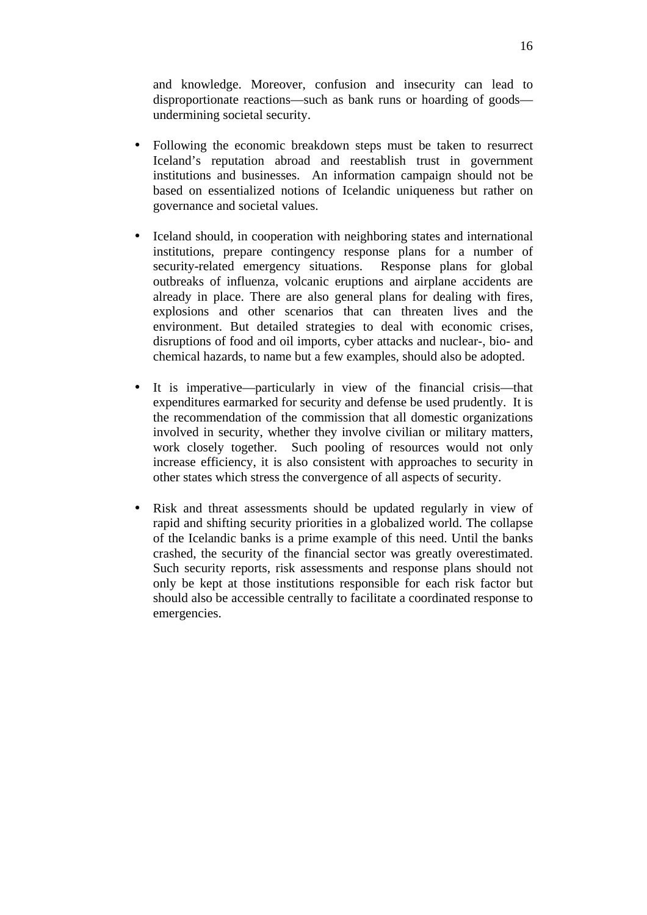and knowledge. Moreover, confusion and insecurity can lead to disproportionate reactions—such as bank runs or hoarding of goods—undermining societal security.

- Following the economic breakdown steps must be taken to resurrect Iceland's reputation abroad and reestablish trust in government institutions and businesses. An information campaign should not be based on essentialized notions of Icelandic uniqueness but rather on governance and societal values.

- Iceland should, in cooperation with neighboring states and international institutions, prepare contingency response plans for a number of security-related emergency situations. Response plans for global outbreaks of influenza, volcanic eruptions and airplane accidents are already in place. There are also general plans for dealing with fires, explosions and other scenarios that can threaten lives and the environment. But detailed strategies to deal with economic crises, disruptions of food and oil imports, cyber attacks and nuclear-, bio- and chemical hazards, to name but a few examples, should also be adopted.

- It is imperative—particularly in view of the financial crisis—that expenditures earmarked for security and defense be used prudently. It is the recommendation of the commission that all domestic organizations involved in security, whether they involve civilian or military matters, work closely together. Such pooling of resources would not only increase efficiency, it is also consistent with approaches to security in other states which stress the convergence of all aspects of security.

- Risk and threat assessments should be updated regularly in view of rapid and shifting security priorities in a globalized world. The collapse of the Icelandic banks is a prime example of this need. Until the banks crashed, the security of the financial sector was greatly overestimated. Such security reports, risk assessments and response plans should not only be kept at those institutions responsible for each risk factor but should also be accessible centrally to facilitate a coordinated response to emergencies.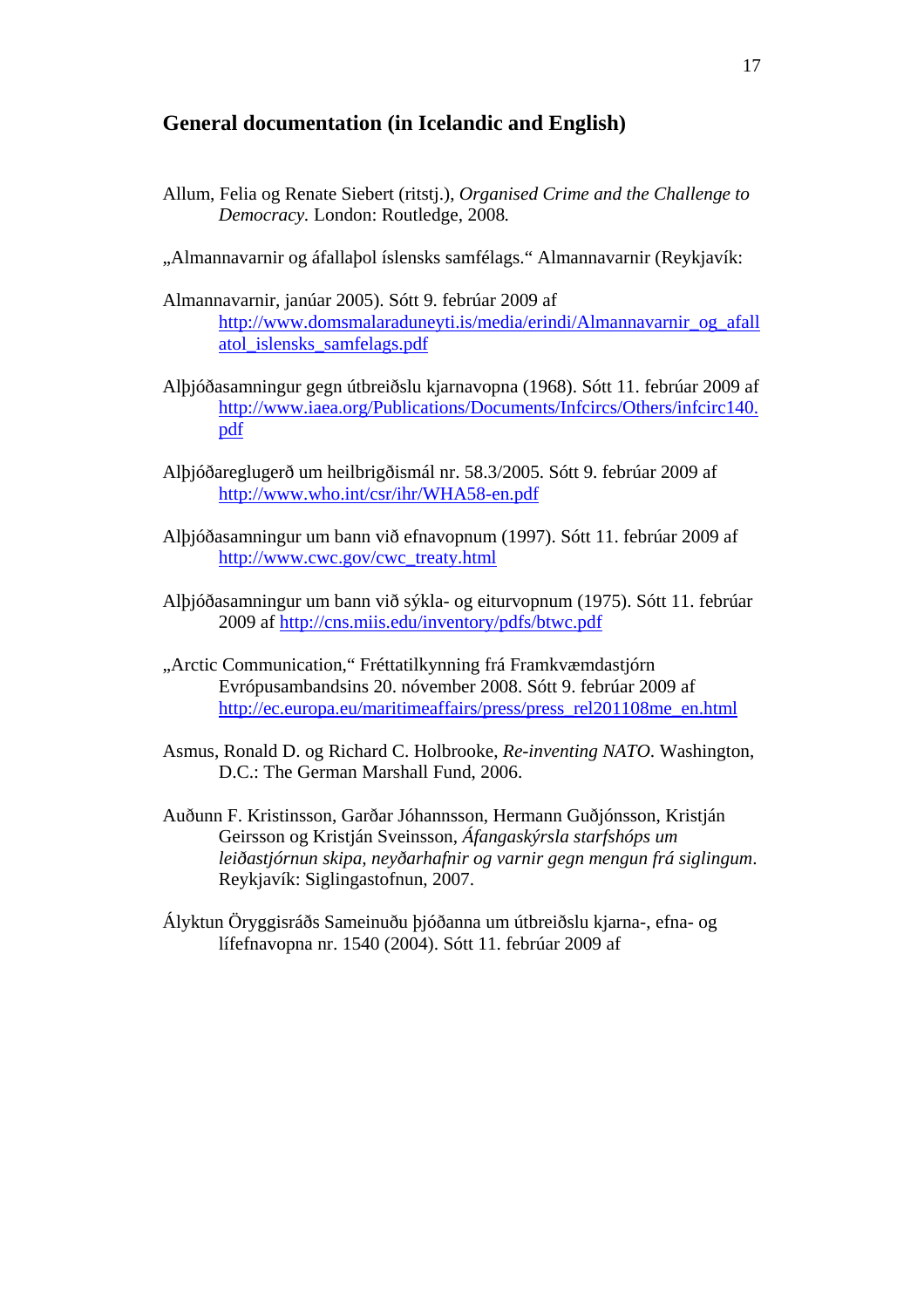## General documentation (in Icelandic and English)

Allum, Felia og Renate Siebert (ritstj.), *Organised Crime and the Challenge to Democracy.* London: Routledge, 2008.

„Almannavarnir og áfallaþol íslensks samfélags." Almannavarnir (Reykjavík:

Almannavarnir, janúar 2005). Sótt 9. febrúar 2009 af http://www.domsmalaraduneyti.is/media/erindi/Almannavarnir_og_afallatol_islensks_samfelags.pdf

Alþjóðasamningur gegn útbreiðslu kjarnavopna (1968). Sótt 11. febrúar 2009 af http://www.iaea.org/Publications/Documents/Infcircs/Others/infcirc140.pdf

Alþjóðareglugerð um heilbrigðismál nr. 58.3/2005. Sótt 9. febrúar 2009 af http://www.who.int/csr/ihr/WHA58-en.pdf

Alþjóðasamningur um bann við efnavopnum (1997). Sótt 11. febrúar 2009 af http://www.cwc.gov/cwc_treaty.html

Alþjóðasamningur um bann við sýkla- og eiturvopnum (1975). Sótt 11. febrúar 2009 af http://cns.miis.edu/inventory/pdfs/btwc.pdf

„Arctic Communication," Fréttatilkynning frá Framkvæmdastjórn Evrópusambandsins 20. nóvember 2008. Sótt 9. febrúar 2009 af http://ec.europa.eu/maritimeaffairs/press/press_rel201108me_en.html

Asmus, Ronald D. og Richard C. Holbrooke, *Re-inventing NATO.* Washington, D.C.: The German Marshall Fund, 2006.

Auðunn F. Kristinsson, Garðar Jóhannsson, Hermann Guðjónsson, Kristján Geirsson og Kristján Sveinsson, *Áfangaskýrsla starfshóps um leiðastjórnun skipa, neyðarhafnir og varnir gegn mengun frá siglingum*. Reykjavík: Siglingastofnun, 2007.

Ályktun Öryggisráðs Sameinuðu þjóðanna um útbreiðslu kjarna-, efna- og lífefnavopna nr. 1540 (2004). Sótt 11. febrúar 2009 af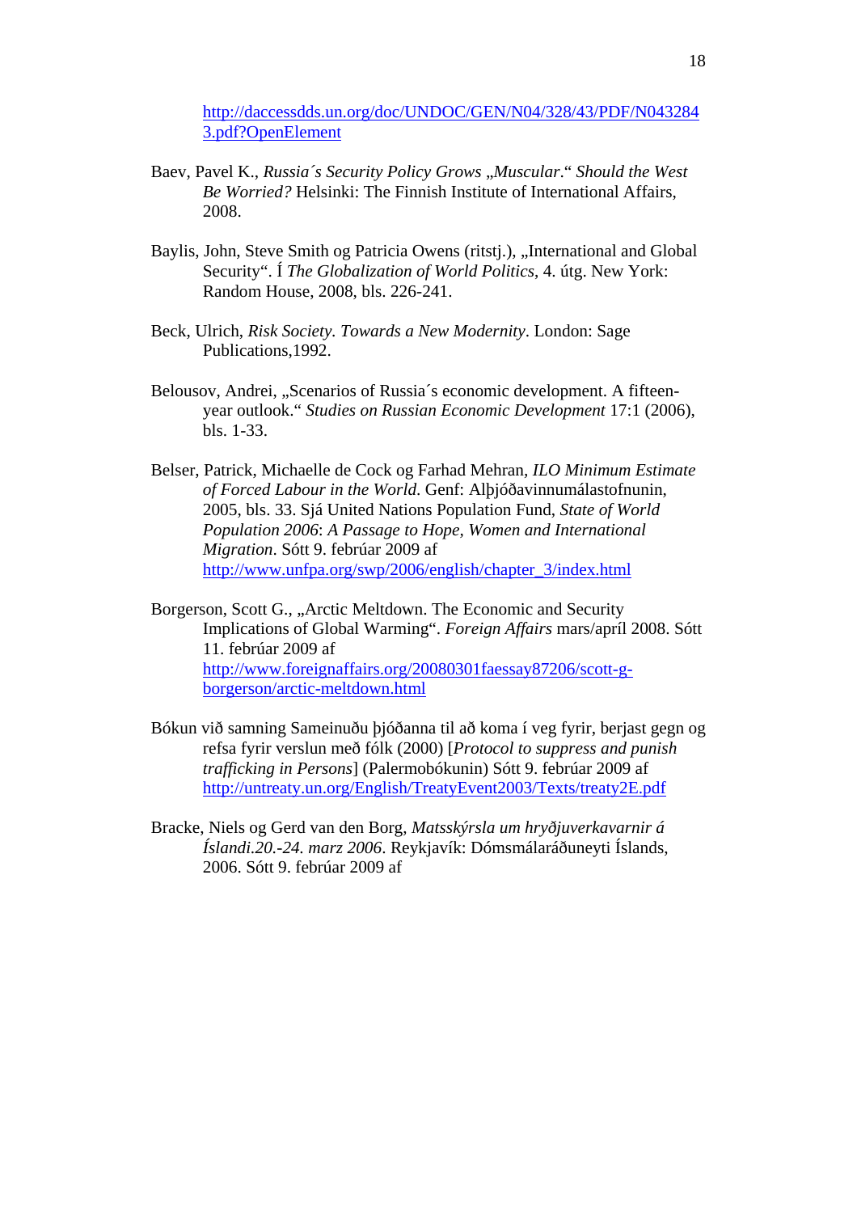http://daccessdds.un.org/doc/UNDOC/GEN/N04/328/43/PDF/N0432843.pdf?OpenElement

Baev, Pavel K., *Russia´s Security Policy Grows „Muscular.“ Should the West Be Worried?* Helsinki: The Finnish Institute of International Affairs, 2008.

Baylis, John, Steve Smith og Patricia Owens (ritstj.), „International and Global Security“. Í *The Globalization of World Politics*, 4. útg. New York: Random House, 2008, bls. 226-241.

Beck, Ulrich, *Risk Society. Towards a New Modernity*. London: Sage Publications,1992.

Belousov, Andrei, „Scenarios of Russia´s economic development. A fifteen-year outlook.“ *Studies on Russian Economic Development* 17:1 (2006), bls. 1-33.

Belser, Patrick, Michaelle de Cock og Farhad Mehran, *ILO Minimum Estimate of Forced Labour in the World*. Genf: Alþjóðavinnumálastofnunin, 2005, bls. 33. Sjá United Nations Population Fund, *State of World Population 2006*: *A Passage to Hope, Women and International Migration*. Sótt 9. febrúar 2009 af http://www.unfpa.org/swp/2006/english/chapter_3/index.html

Borgerson, Scott G., „Arctic Meltdown. The Economic and Security Implications of Global Warming“. *Foreign Affairs* mars/apríl 2008. Sótt 11. febrúar 2009 af http://www.foreignaffairs.org/20080301faessay87206/scott-g-borgerson/arctic-meltdown.html

Bókun við samning Sameinuðu þjóðanna til að koma í veg fyrir, berjast gegn og refsa fyrir verslun með fólk (2000) [*Protocol to suppress and punish trafficking in Persons*] (Palermobókunin) Sótt 9. febrúar 2009 af http://untreaty.un.org/English/TreatyEvent2003/Texts/treaty2E.pdf

Bracke, Niels og Gerd van den Borg, *Matsskýrsla um hryðjuverkavarnir á Íslandi.20.-24. marz 2006*. Reykjavík: Dómsmálaráðuneyti Íslands, 2006. Sótt 9. febrúar 2009 af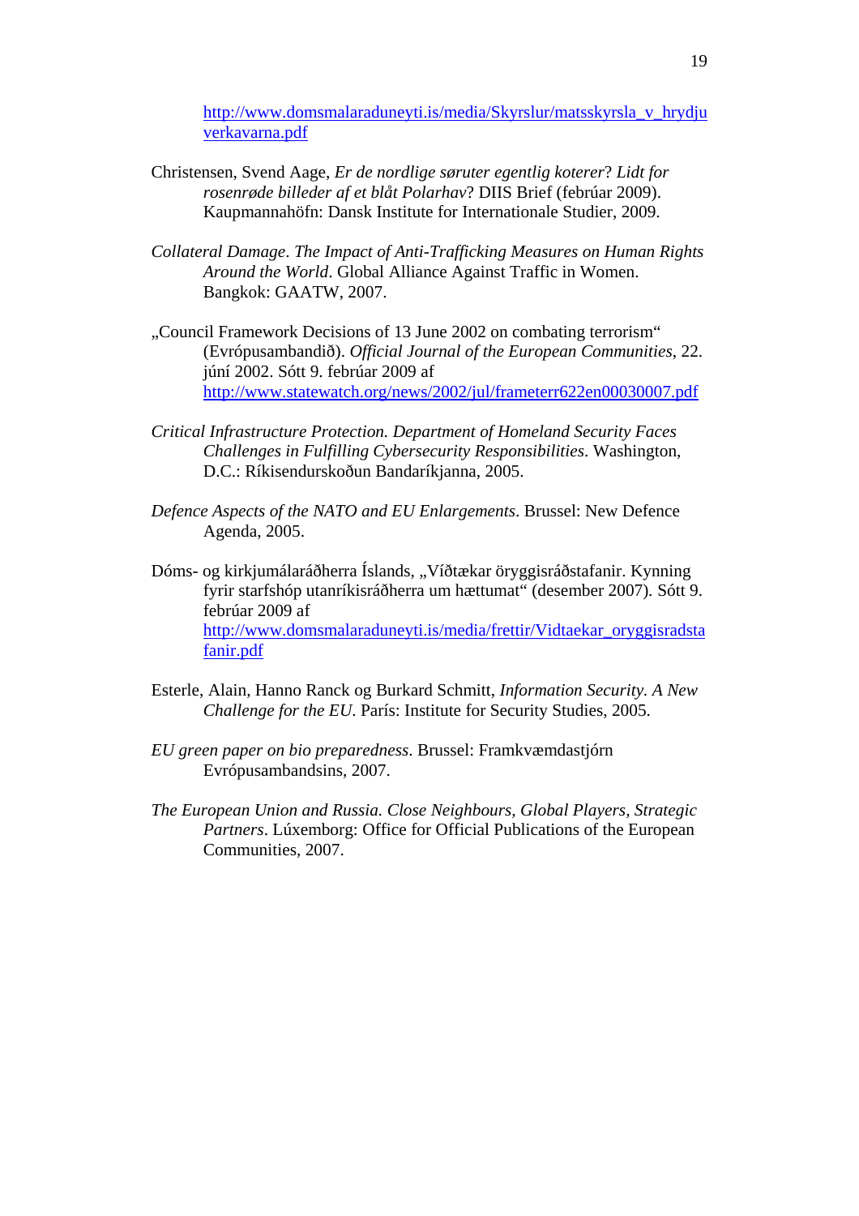http://www.domsmalaraduneyti.is/media/Skyrslur/matsskyrsla_v_hrydjuverkavarna.pdf

Christensen, Svend Aage, *Er de nordlige søruter egentlig koterer*? *Lidt for rosenrøde billeder af et blåt Polarhav*? DIIS Brief (febrúar 2009). Kaupmannahöfn: Dansk Institute for Internationale Studier, 2009.

*Collateral Damage*. *The Impact of Anti-Trafficking Measures on Human Rights Around the World*. Global Alliance Against Traffic in Women. Bangkok: GAATW, 2007.

„Council Framework Decisions of 13 June 2002 on combating terrorism" (Evrópusambandið). *Official Journal of the European Communities*, 22. júní 2002. Sótt 9. febrúar 2009 af http://www.statewatch.org/news/2002/jul/frameterr622en00030007.pdf

*Critical Infrastructure Protection. Department of Homeland Security Faces Challenges in Fulfilling Cybersecurity Responsibilities*. Washington, D.C.: Ríkisendurskoðun Bandaríkjanna, 2005.

*Defence Aspects of the NATO and EU Enlargements*. Brussel: New Defence Agenda, 2005.

Dóms- og kirkjumálaráðherra Íslands, „Víðtækar öryggisráðstafanir. Kynning fyrir starfshóp utanríkisráðherra um hættumat" (desember 2007). Sótt 9. febrúar 2009 af http://www.domsmalaraduneyti.is/media/frettir/Vidtaekar_oryggisradstafanir.pdf

Esterle, Alain, Hanno Ranck og Burkard Schmitt, *Information Security. A New Challenge for the EU*. París: Institute for Security Studies, 2005.

*EU green paper on bio preparedness*. Brussel: Framkvæmdastjórn Evrópusambandsins, 2007.

*The European Union and Russia. Close Neighbours, Global Players, Strategic Partners*. Lúxemborg: Office for Official Publications of the European Communities, 2007.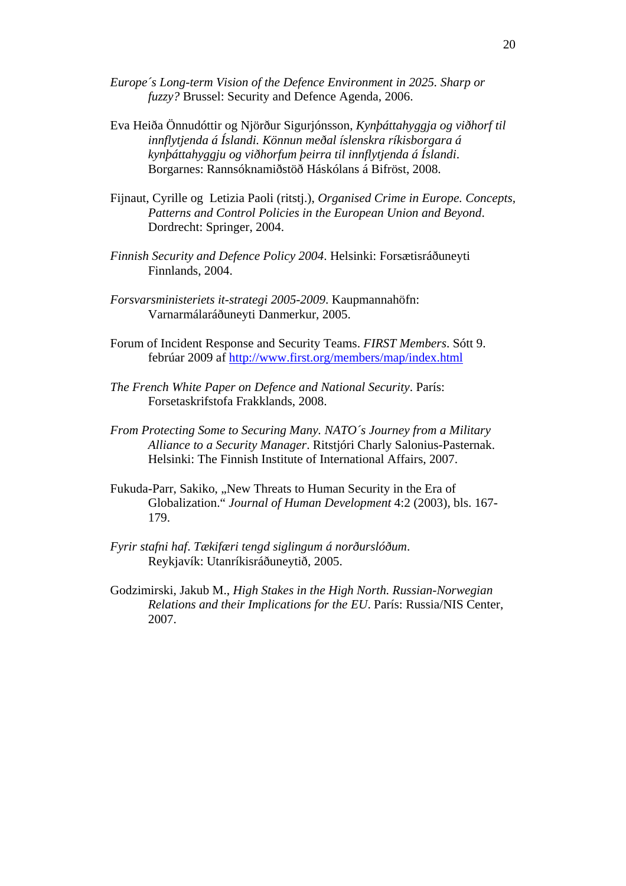*Europe´s Long-term Vision of the Defence Environment in 2025. Sharp or fuzzy?* Brussel: Security and Defence Agenda, 2006.

Eva Heiða Önnudóttir og Njörður Sigurjónsson, *Kynþáttahyggja og viðhorf til innflytjenda á Íslandi. Könnun meðal íslenskra ríkisborgara á kynþáttahyggju og viðhorfum þeirra til innflytjenda á Íslandi*. Borgarnes: Rannsóknamiðstöð Háskólans á Bifröst, 2008.

Fijnaut, Cyrille og Letizia Paoli (ritstj.), *Organised Crime in Europe. Concepts, Patterns and Control Policies in the European Union and Beyond*. Dordrecht: Springer, 2004.

*Finnish Security and Defence Policy 2004*. Helsinki: Forsætisráðuneyti Finnlands, 2004.

*Forsvarsministeriets it-strategi 2005-2009*. Kaupmannahöfn: Varnarmálaráðuneyti Danmerkur, 2005.

Forum of Incident Response and Security Teams. *FIRST Members*. Sótt 9. febrúar 2009 af http://www.first.org/members/map/index.html

*The French White Paper on Defence and National Security*. París: Forsetaskrifstofa Frakklands, 2008.

*From Protecting Some to Securing Many. NATO´s Journey from a Military Alliance to a Security Manager*. Ritstjóri Charly Salonius-Pasternak. Helsinki: The Finnish Institute of International Affairs, 2007.

Fukuda-Parr, Sakiko, „New Threats to Human Security in the Era of Globalization." *Journal of Human Development* 4:2 (2003), bls. 167-179.

*Fyrir stafni haf. Tækifæri tengd siglingum á norðurslóðum*. Reykjavík: Utanríkisráðuneytið, 2005.

Godzimirski, Jakub M., *High Stakes in the High North. Russian-Norwegian Relations and their Implications for the EU*. París: Russia/NIS Center, 2007.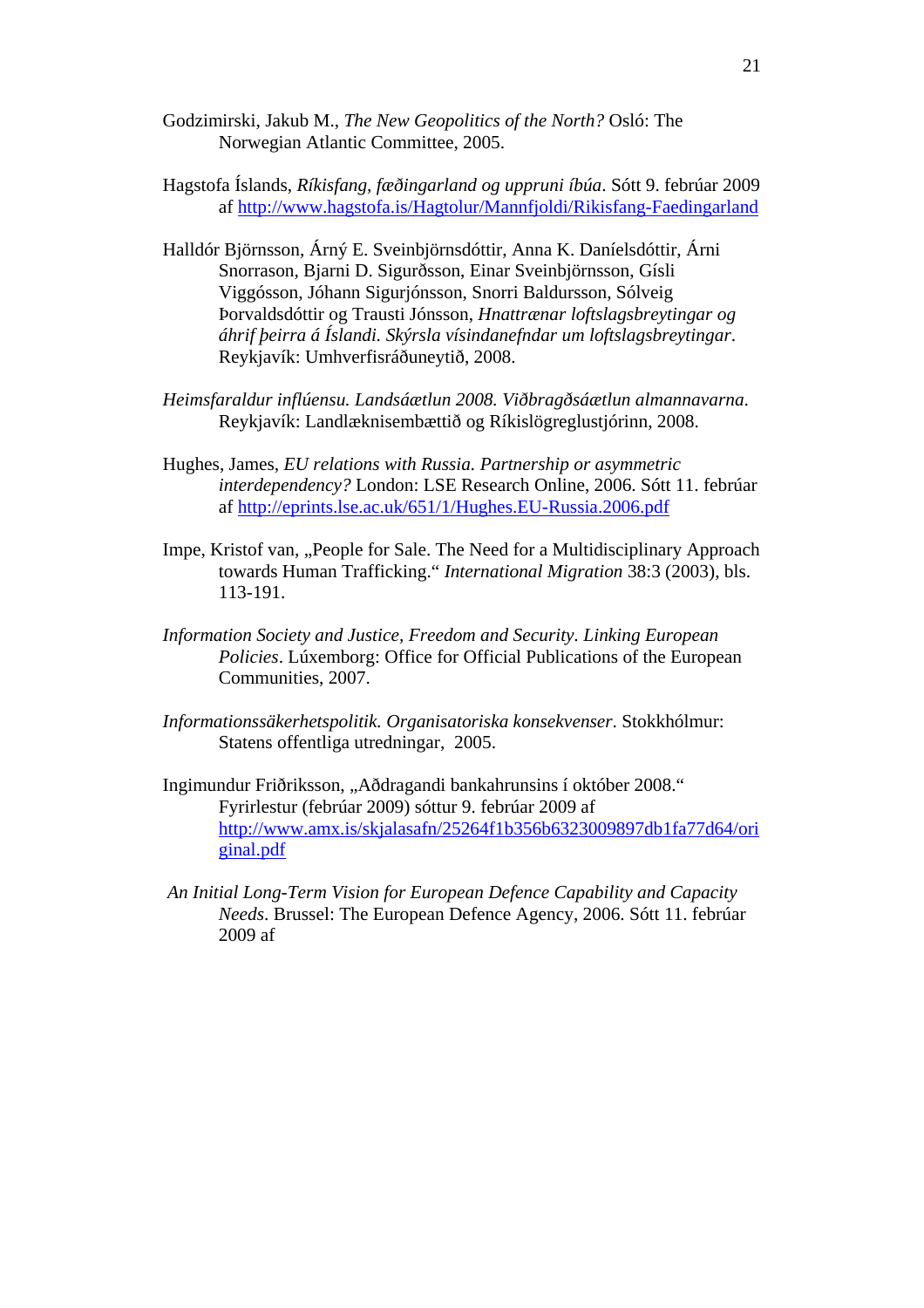Godzimirski, Jakub M., *The New Geopolitics of the North?* Osló: The Norwegian Atlantic Committee, 2005.

Hagstofa Íslands, *Ríkisfang, fæðingarland og uppruni íbúa*. Sótt 9. febrúar 2009 af http://www.hagstofa.is/Hagtolur/Mannfjoldi/Rikisfang-Faedingarland

Halldór Björnsson, Árný E. Sveinbjörnsdóttir, Anna K. Daníelsdóttir, Árni Snorrason, Bjarni D. Sigurðsson, Einar Sveinbjörnsson, Gísli Viggósson, Jóhann Sigurjónsson, Snorri Baldursson, Sólveig Þorvaldsdóttir og Trausti Jónsson, *Hnattrænar loftslagsbreytingar og áhrif þeirra á Íslandi. Skýrsla vísindanefndar um loftslagsbreytingar*. Reykjavík: Umhverfisráðuneytið, 2008.

*Heimsfaraldur inflúensu. Landsáætlun 2008. Viðbragðsáætlun almannavarna*. Reykjavík: Landlæknisembættið og Ríkislögreglustjórinn, 2008.

Hughes, James, *EU relations with Russia. Partnership or asymmetric interdependency?* London: LSE Research Online, 2006. Sótt 11. febrúar af http://eprints.lse.ac.uk/651/1/Hughes.EU-Russia.2006.pdf

Impe, Kristof van, „People for Sale. The Need for a Multidisciplinary Approach towards Human Trafficking." *International Migration* 38:3 (2003), bls. 113-191.

*Information Society and Justice, Freedom and Security. Linking European Policies*. Lúxemborg: Office for Official Publications of the European Communities, 2007.

*Informationssäkerhetspolitik. Organisatoriska konsekvenser*. Stokkhólmur: Statens offentliga utredningar, 2005.

Ingimundur Friðriksson, „Aðdragandi bankahrunsins í október 2008." Fyrirlestur (febrúar 2009) sóttur 9. febrúar 2009 af http://www.amx.is/skjalasafn/25264f1b356b6323009897db1fa77d64/original.pdf

*An Initial Long-Term Vision for European Defence Capability and Capacity Needs*. Brussel: The European Defence Agency, 2006. Sótt 11. febrúar 2009 af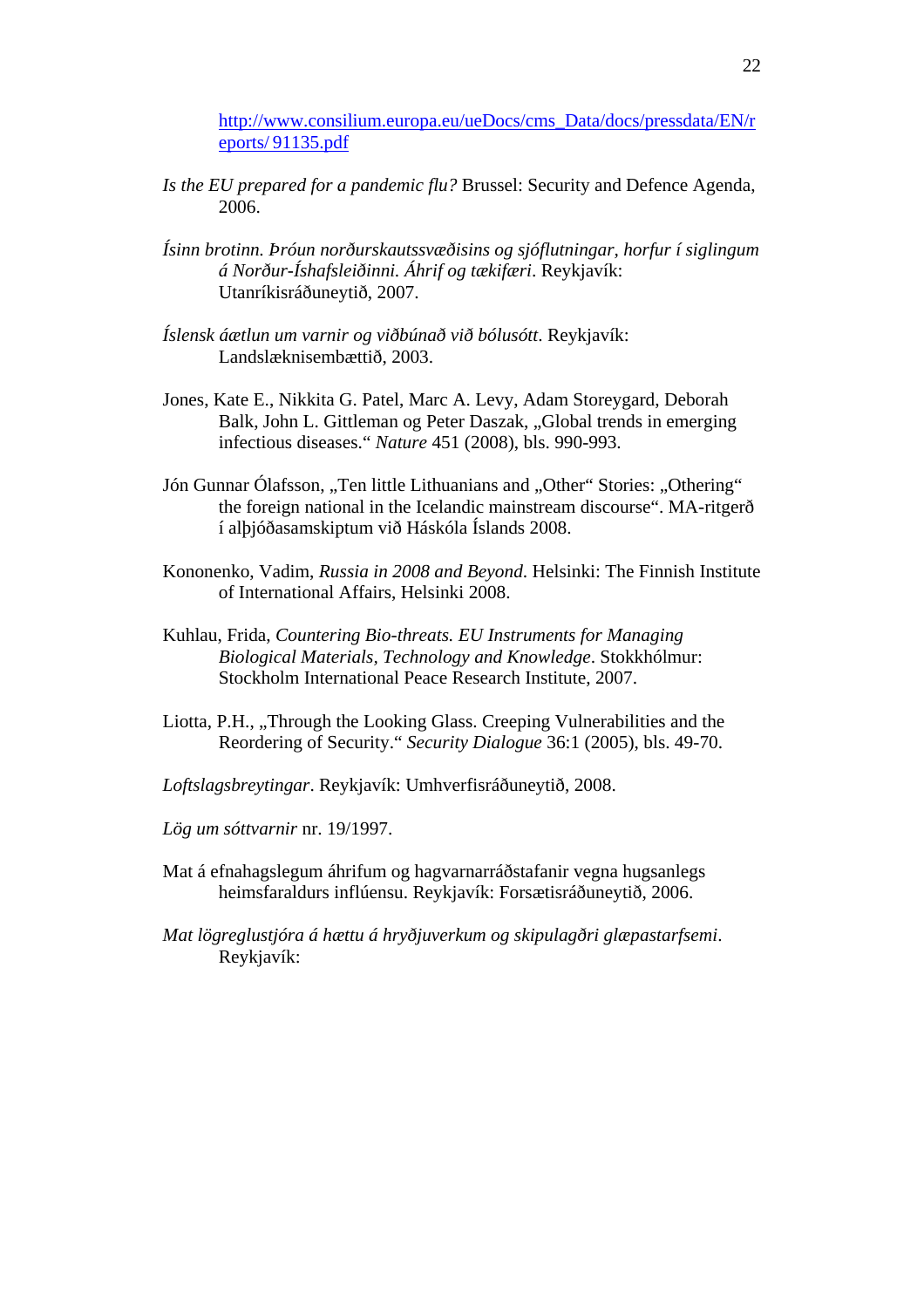http://www.consilium.europa.eu/ueDocs/cms_Data/docs/pressdata/EN/reports/ 91135.pdf

*Is the EU prepared for a pandemic flu?* Brussel: Security and Defence Agenda, 2006.

*Ísinn brotinn. Þróun norðurskautssvæðisins og sjóflutningar, horfur í siglingum á Norður-Íshafsleiðinni. Áhrif og tækifæri*. Reykjavík: Utanríkisráðuneytið, 2007.

*Íslensk áætlun um varnir og viðbúnað við bólusótt*. Reykjavík: Landlæknisembættið, 2003.

Jones, Kate E., Nikkita G. Patel, Marc A. Levy, Adam Storeygard, Deborah Balk, John L. Gittleman og Peter Daszak, „Global trends in emerging infectious diseases.“ *Nature* 451 (2008), bls. 990-993.

Jón Gunnar Ólafsson, „Ten little Lithuanians and „Other“ Stories: „Othering“ the foreign national in the Icelandic mainstream discourse“. MA-ritgerð í alþjóðasamskiptum við Háskóla Íslands 2008.

Kononenko, Vadim, *Russia in 2008 and Beyond*. Helsinki: The Finnish Institute of International Affairs, Helsinki 2008.

Kuhlau, Frida, *Countering Bio-threats. EU Instruments for Managing Biological Materials, Technology and Knowledge*. Stokkhólmur: Stockholm International Peace Research Institute, 2007.

Liotta, P.H., „Through the Looking Glass. Creeping Vulnerabilities and the Reordering of Security.“ *Security Dialogue* 36:1 (2005), bls. 49-70.

*Loftslagsbreytingar*. Reykjavík: Umhverfisráðuneytið, 2008.

*Lög um sóttvarnir* nr. 19/1997.

Mat á efnahagslegum áhrifum og hagvarnarráðstafanir vegna hugsanlegs heimsfaraldurs inflúensu. Reykjavík: Forsætisráðuneytið, 2006.

*Mat lögreglustjóra á hættu á hryðjuverkum og skipulagðri glæpastarfsemi*. Reykjavík: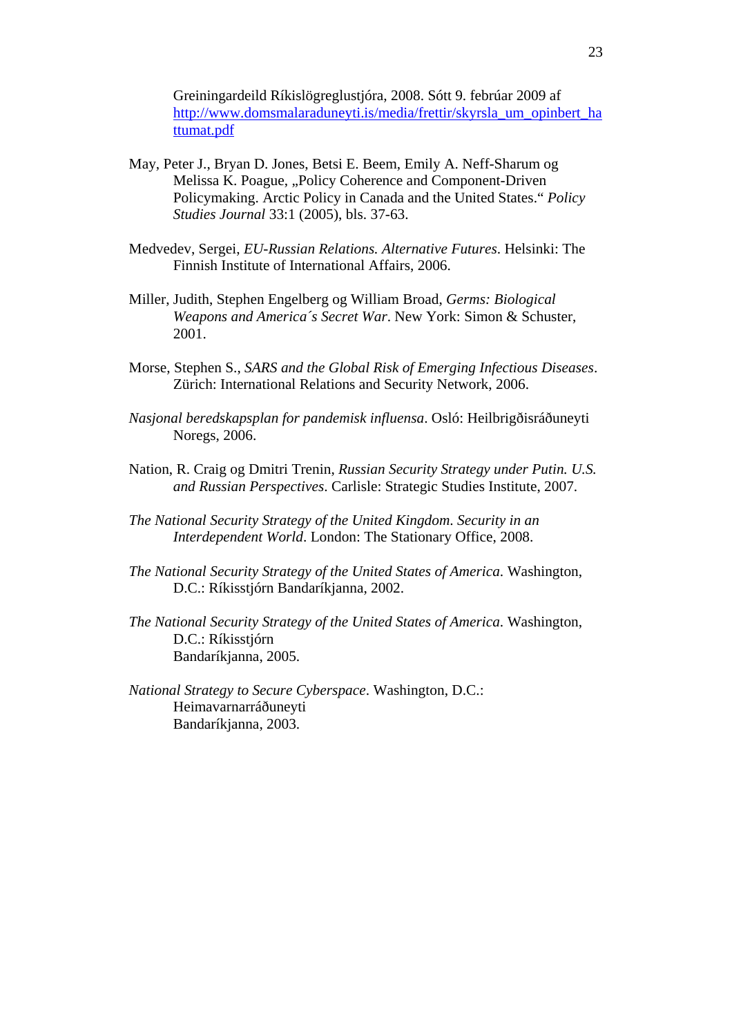Greiningardeild Ríkislögreglustjóra, 2008. Sótt 9. febrúar 2009 af http://www.domsmalaraduneyti.is/media/frettir/skyrsla_um_opinbert_hattumat.pdf

May, Peter J., Bryan D. Jones, Betsi E. Beem, Emily A. Neff-Sharum og Melissa K. Poague, „Policy Coherence and Component-Driven Policymaking. Arctic Policy in Canada and the United States." *Policy Studies Journal* 33:1 (2005), bls. 37-63.

Medvedev, Sergei, *EU-Russian Relations. Alternative Futures*. Helsinki: The Finnish Institute of International Affairs, 2006.

Miller, Judith, Stephen Engelberg og William Broad, *Germs: Biological Weapons and America´s Secret War*. New York: Simon & Schuster, 2001.

Morse, Stephen S., *SARS and the Global Risk of Emerging Infectious Diseases*. Zürich: International Relations and Security Network, 2006.

*Nasjonal beredskapsplan for pandemisk influensa*. Osló: Heilbrigðisráðuneyti Noregs, 2006.

Nation, R. Craig og Dmitri Trenin, *Russian Security Strategy under Putin. U.S. and Russian Perspectives*. Carlisle: Strategic Studies Institute, 2007.

*The National Security Strategy of the United Kingdom. Security in an Interdependent World*. London: The Stationary Office, 2008.

*The National Security Strategy of the United States of America*. Washington, D.C.: Ríkisstjórn Bandaríkjanna, 2002.

*The National Security Strategy of the United States of America*. Washington, D.C.: Ríkisstjórn Bandaríkjanna, 2005.

*National Strategy to Secure Cyberspace*. Washington, D.C.: Heimavarnarráðuneyti Bandaríkjanna, 2003.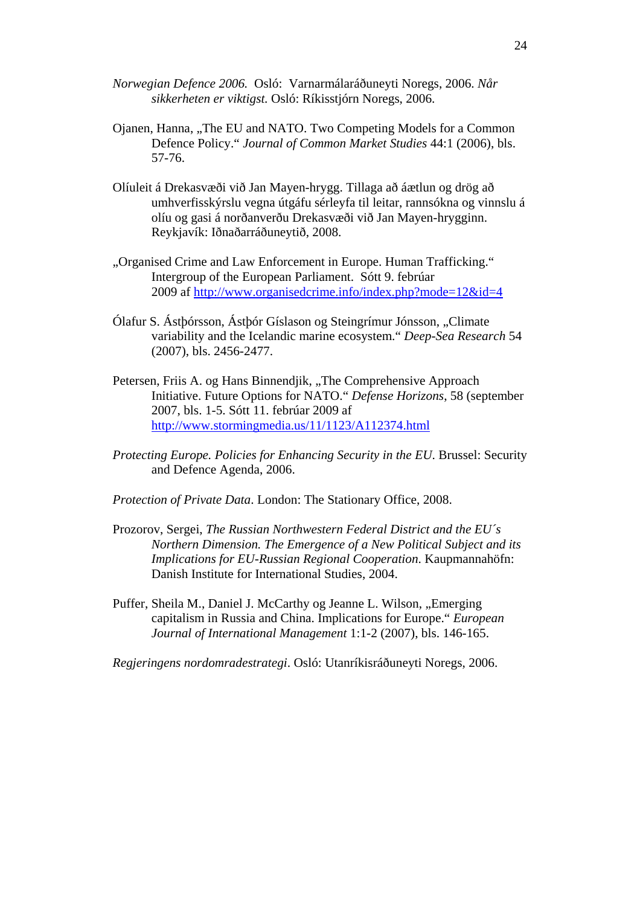*Norwegian Defence 2006.* Osló: Varnarmálaráðuneyti Noregs, 2006. *Når sikkerheten er viktigst.* Osló: Ríkisstjórn Noregs, 2006.

Ojanen, Hanna, „The EU and NATO. Two Competing Models for a Common Defence Policy." *Journal of Common Market Studies* 44:1 (2006), bls. 57-76.

Olíuleit á Drekasvæði við Jan Mayen-hrygg. Tillaga að áætlun og drög að umhverfisskýrslu vegna útgáfu sérleyfa til leitar, rannsókna og vinnslu á olíu og gasi á norðanverðu Drekasvæði við Jan Mayen-hrygginn. Reykjavík: Iðnaðarráðuneytið, 2008.

„Organised Crime and Law Enforcement in Europe. Human Trafficking." Intergroup of the European Parliament. Sótt 9. febrúar 2009 af http://www.organisedcrime.info/index.php?mode=12&id=4

Ólafur S. Ástþórsson, Ástþór Gíslason og Steingrímur Jónsson, „Climate variability and the Icelandic marine ecosystem." *Deep-Sea Research* 54 (2007), bls. 2456-2477.

Petersen, Friis A. og Hans Binnendjik, „The Comprehensive Approach Initiative. Future Options for NATO." *Defense Horizons*, 58 (september 2007, bls. 1-5. Sótt 11. febrúar 2009 af http://www.stormingmedia.us/11/1123/A112374.html

*Protecting Europe. Policies for Enhancing Security in the EU*. Brussel: Security and Defence Agenda, 2006.

*Protection of Private Data*. London: The Stationary Office, 2008.

Prozorov, Sergei, *The Russian Northwestern Federal District and the EU´s Northern Dimension. The Emergence of a New Political Subject and its Implications for EU-Russian Regional Cooperation*. Kaupmannahöfn: Danish Institute for International Studies, 2004.

Puffer, Sheila M., Daniel J. McCarthy og Jeanne L. Wilson, „Emerging capitalism in Russia and China. Implications for Europe." *European Journal of International Management* 1:1-2 (2007), bls. 146-165.

*Regjeringens nordomradestrategi*. Osló: Utanríkisráðuneyti Noregs, 2006.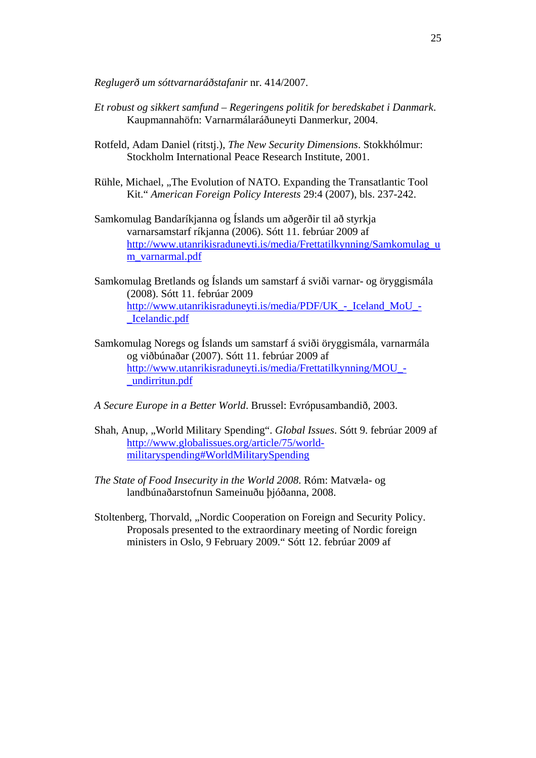*Reglugerð um sóttvarnaráðstafanir* nr. 414/2007.

*Et robust og sikkert samfund – Regeringens politik for beredskabet i Danmark*. Kaupmannahöfn: Varnarmálaráðuneyti Danmerkur, 2004.

Rotfeld, Adam Daniel (ritstj.), *The New Security Dimensions*. Stokkhólmur: Stockholm International Peace Research Institute, 2001.

Rühle, Michael, „The Evolution of NATO. Expanding the Transatlantic Tool Kit.“ *American Foreign Policy Interests* 29:4 (2007), bls. 237-242.

Samkomulag Bandaríkjanna og Íslands um aðgerðir til að styrkja varnarsamstarf ríkjanna (2006). Sótt 11. febrúar 2009 af http://www.utanrikisraduneyti.is/media/Frettatilkynning/Samkomulag_um_varnarmal.pdf

Samkomulag Bretlands og Íslands um samstarf á sviði varnar- og öryggismála (2008). Sótt 11. febrúar 2009 http://www.utanrikisraduneyti.is/media/PDF/UK_-_Iceland_MoU_-_Icelandic.pdf

Samkomulag Noregs og Íslands um samstarf á sviði öryggismála, varnarmála og viðbúnaðar (2007). Sótt 11. febrúar 2009 af http://www.utanrikisraduneyti.is/media/Frettatilkynning/MOU_-_undirritun.pdf

*A Secure Europe in a Better World*. Brussel: Evrópusambandið, 2003.

Shah, Anup, „World Military Spending“. *Global Issues*. Sótt 9. febrúar 2009 af http://www.globalissues.org/article/75/world-militaryspending#WorldMilitarySpending

*The State of Food Insecurity in the World 2008*. Róm: Matvæla- og landbúnaðarstofnun Sameinuðu þjóðanna, 2008.

Stoltenberg, Thorvald, „Nordic Cooperation on Foreign and Security Policy. Proposals presented to the extraordinary meeting of Nordic foreign ministers in Oslo, 9 February 2009.“ Sótt 12. febrúar 2009 af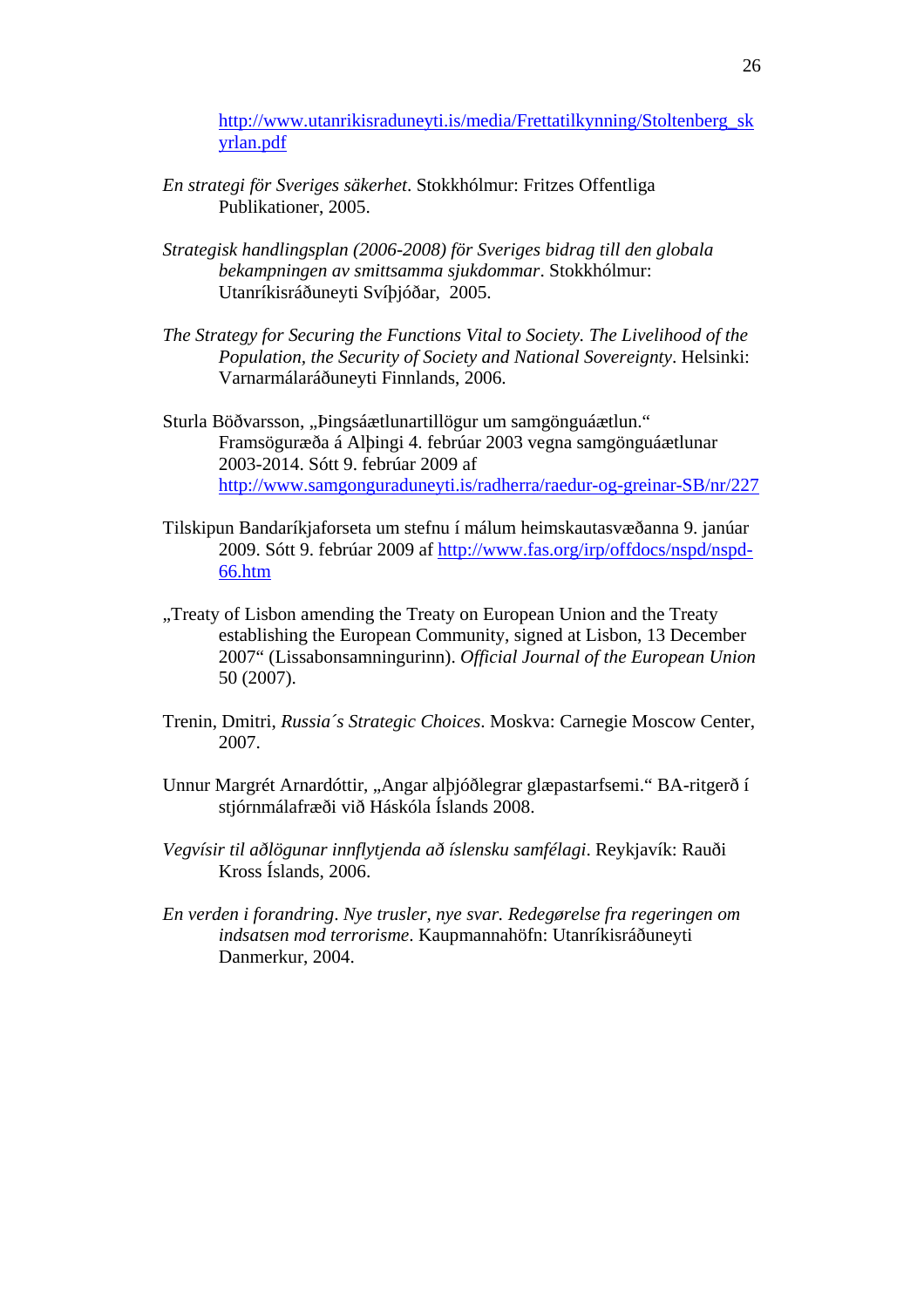http://www.utanrikisraduneyti.is/media/Frettatilkynning/Stoltenberg_skyrlan.pdf

*En strategi för Sveriges säkerhet*. Stokkhólmur: Fritzes Offentliga Publikationer, 2005.

*Strategisk handlingsplan (2006-2008) för Sveriges bidrag till den globala bekampningen av smittsamma sjukdommar*. Stokkhólmur: Utanríkisráðuneyti Svíþjóðar, 2005.

*The Strategy for Securing the Functions Vital to Society. The Livelihood of the Population, the Security of Society and National Sovereignty*. Helsinki: Varnarmálaráðuneyti Finnlands, 2006.

Sturla Böðvarsson, „Þingsáætlunartillögur um samgönguáætlun." Framsöguræða á Alþingi 4. febrúar 2003 vegna samgönguáætlunar 2003-2014. Sótt 9. febrúar 2009 af http://www.samgonguraduneyti.is/radherra/raedur-og-greinar-SB/nr/227

Tilskipun Bandaríkjaforseta um stefnu í málum heimskautasvæðanna 9. janúar 2009. Sótt 9. febrúar 2009 af http://www.fas.org/irp/offdocs/nspd/nspd-66.htm

„Treaty of Lisbon amending the Treaty on European Union and the Treaty establishing the European Community, signed at Lisbon, 13 December 2007" (Lissabonsamningurinn). *Official Journal of the European Union* 50 (2007).

Trenin, Dmitri, *Russia´s Strategic Choices*. Moskva: Carnegie Moscow Center, 2007.

Unnur Margrét Arnardóttir, „Angar alþjóðlegrar glæpastarfsemi." BA-ritgerð í stjórnmálafræði við Háskóla Íslands 2008.

*Vegvísir til aðlögunar innflytjenda að íslensku samfélagi*. Reykjavík: Rauði Kross Íslands, 2006.

*En verden i forandring. Nye trusler, nye svar. Redegørelse fra regeringen om indsatsen mod terrorisme*. Kaupmannahöfn: Utanríkisráðuneyti Danmerkur, 2004.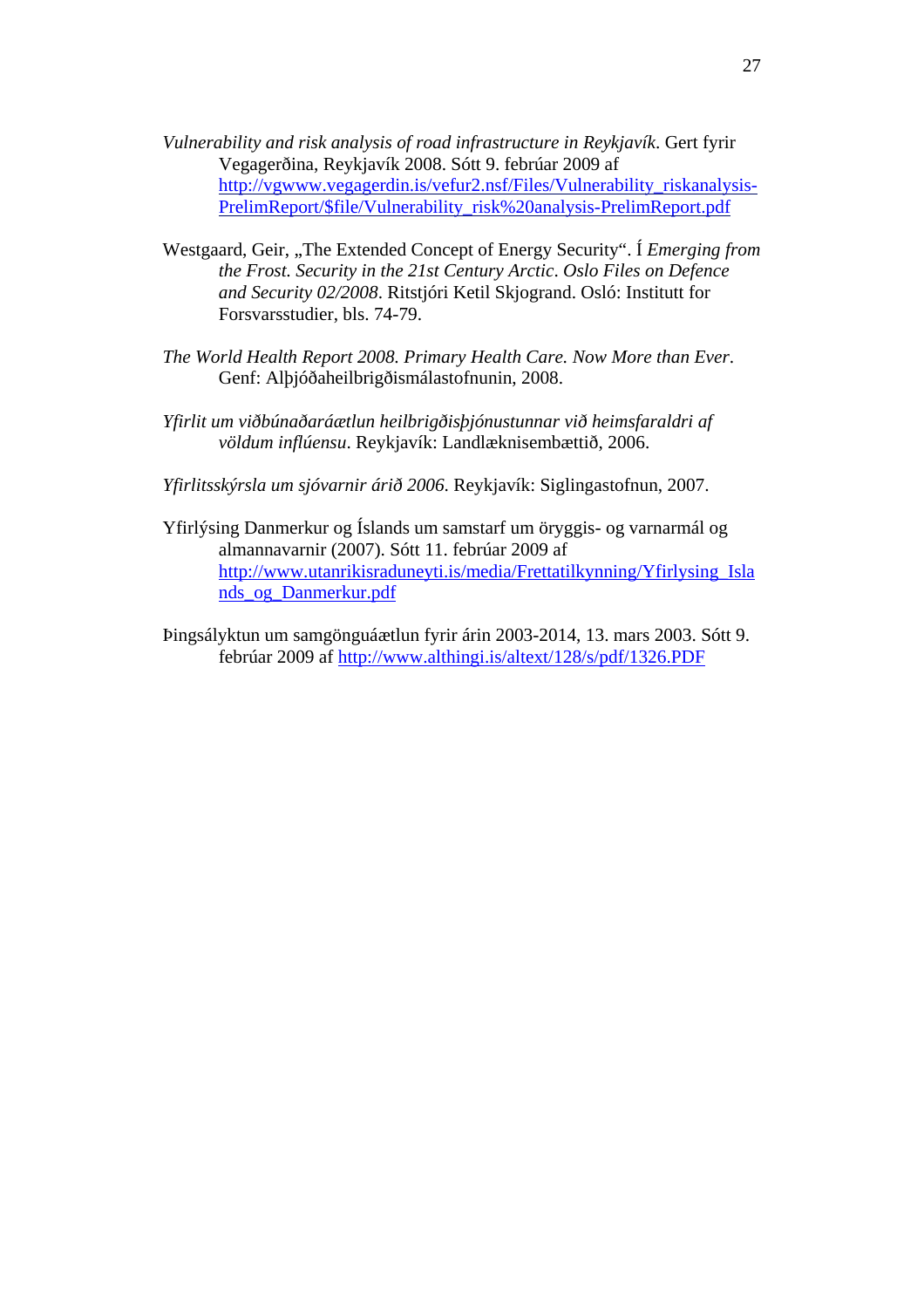*Vulnerability and risk analysis of road infrastructure in Reykjavík*. Gert fyrir Vegagerðina, Reykjavík 2008. Sótt 9. febrúar 2009 af http://vgwww.vegagerdin.is/vefur2.nsf/Files/Vulnerability_riskanalysis-PrelimReport/$file/Vulnerability_risk%20analysis-PrelimReport.pdf

Westgaard, Geir, „The Extended Concept of Energy Security". Í *Emerging from the Frost. Security in the 21st Century Arctic*. *Oslo Files on Defence and Security 02/2008*. Ritstjóri Ketil Skjogrand. Osló: Institutt for Forsvarsstudier, bls. 74-79.

*The World Health Report 2008. Primary Health Care. Now More than Ever*. Genf: Alþjóðaheilbrigðismálastofnunin, 2008.

*Yfirlit um viðbúnaðaráætlun heilbrigðisþjónustunnar við heimsfaraldri af völdum inflúensu*. Reykjavík: Landlæknisembættið, 2006.

*Yfirlitsskýrsla um sjóvarnir árið 2006*. Reykjavík: Siglingastofnun, 2007.

Yfirlýsing Danmerkur og Íslands um samstarf um öryggis- og varnarmál og almannavarnir (2007). Sótt 11. febrúar 2009 af http://www.utanrikisraduneyti.is/media/Frettatilkynning/Yfirlysing_Islands_og_Danmerkur.pdf

Þingsályktun um samgönguáætlun fyrir árin 2003-2014, 13. mars 2003. Sótt 9. febrúar 2009 af http://www.althingi.is/altext/128/s/pdf/1326.PDF